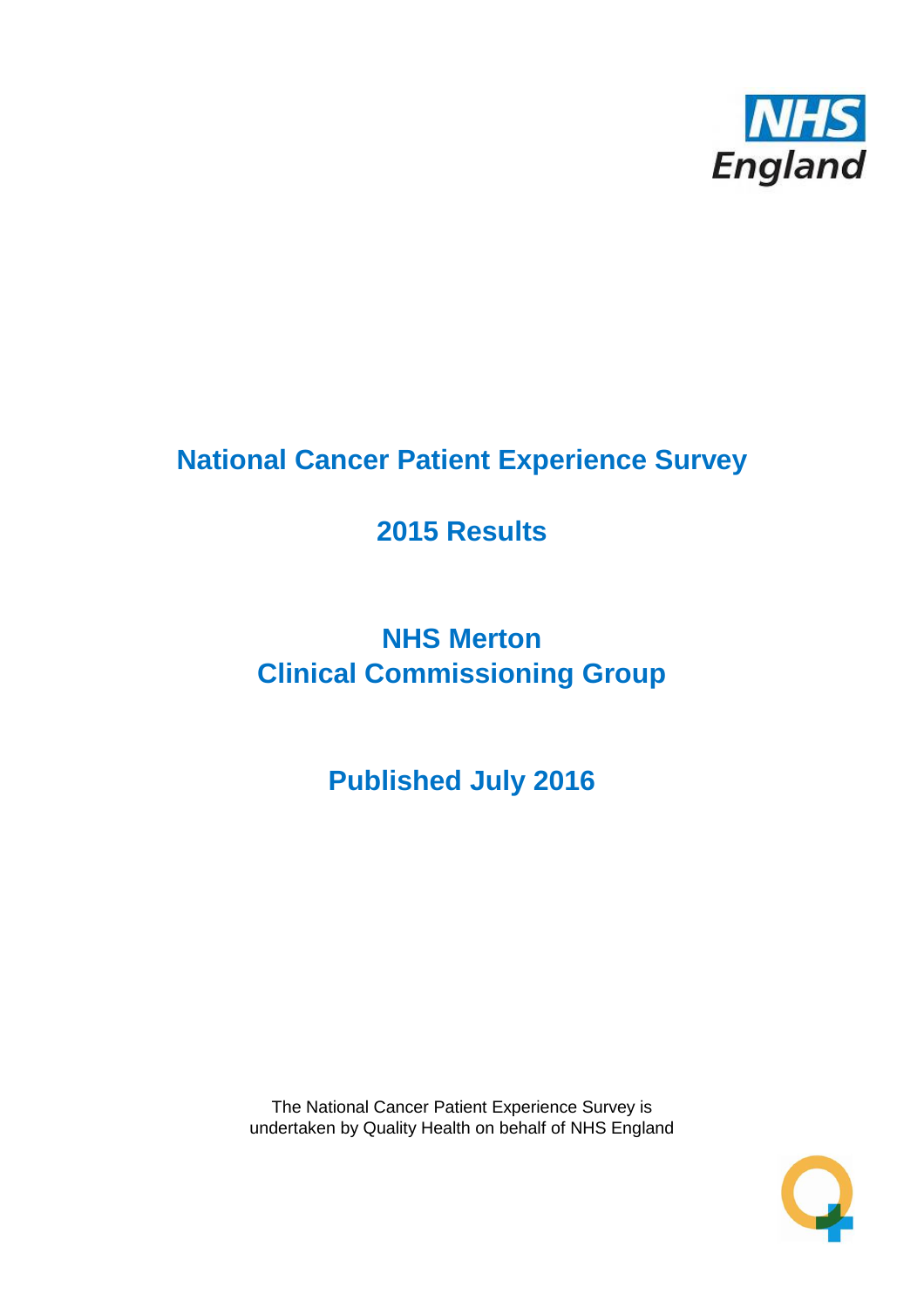NHS England

# National Cancer Patient Experience Survey

## 2015 Results

## NHS Merton Clinical Commissioning Group

## Published July 2016

The National Cancer Patient Experience Survey is undertaken by Quality Health on behalf of NHS England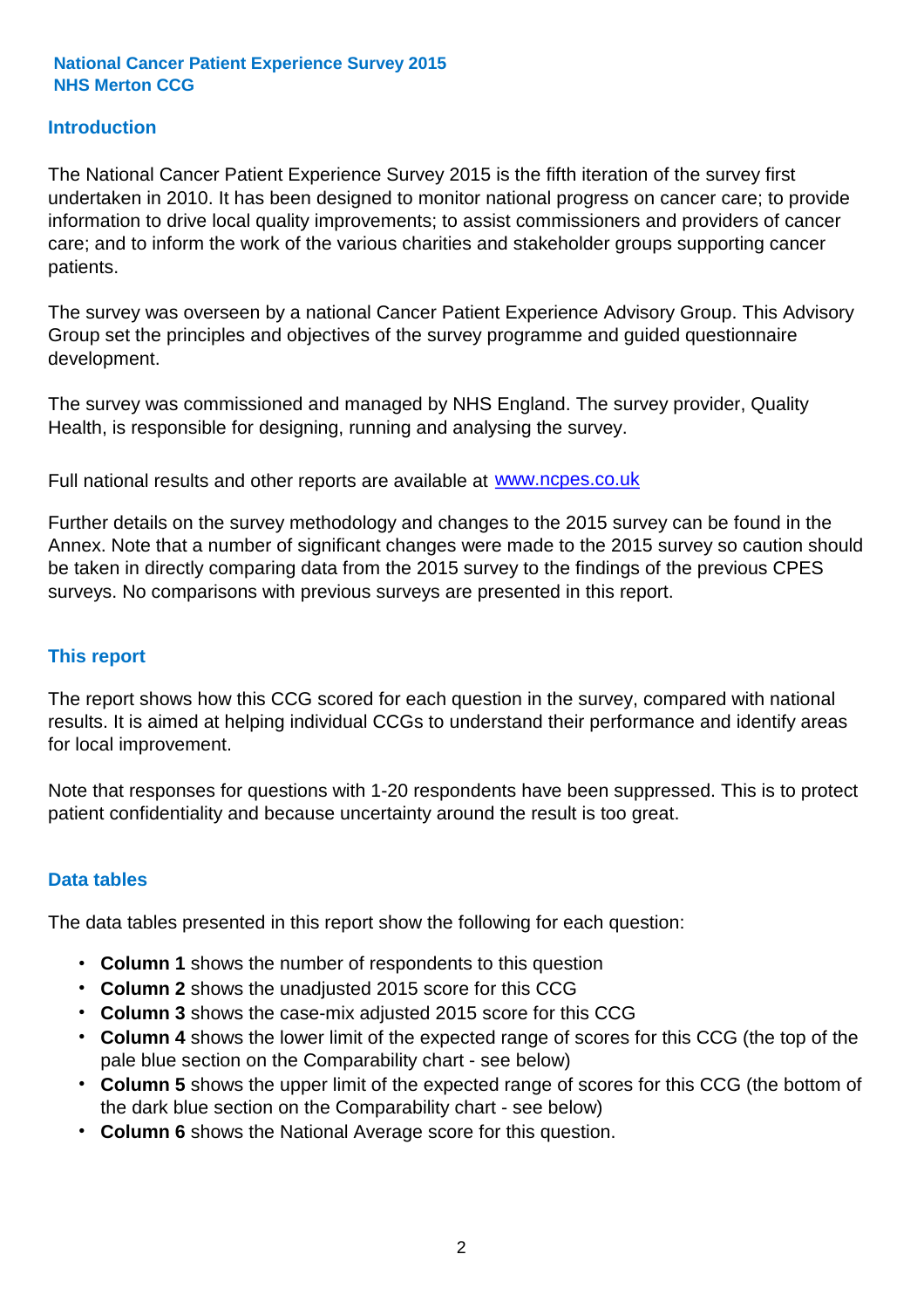**National Cancer Patient Experience Survey 2015**
**NHS Merton CCG**

## Introduction

The National Cancer Patient Experience Survey 2015 is the fifth iteration of the survey first undertaken in 2010. It has been designed to monitor national progress on cancer care; to provide information to drive local quality improvements; to assist commissioners and providers of cancer care; and to inform the work of the various charities and stakeholder groups supporting cancer patients.

The survey was overseen by a national Cancer Patient Experience Advisory Group. This Advisory Group set the principles and objectives of the survey programme and guided questionnaire development.

The survey was commissioned and managed by NHS England. The survey provider, Quality Health, is responsible for designing, running and analysing the survey.

Full national results and other reports are available at www.ncpes.co.uk

Further details on the survey methodology and changes to the 2015 survey can be found in the Annex. Note that a number of significant changes were made to the 2015 survey so caution should be taken in directly comparing data from the 2015 survey to the findings of the previous CPES surveys. No comparisons with previous surveys are presented in this report.

## This report

The report shows how this CCG scored for each question in the survey, compared with national results. It is aimed at helping individual CCGs to understand their performance and identify areas for local improvement.

Note that responses for questions with 1-20 respondents have been suppressed. This is to protect patient confidentiality and because uncertainty around the result is too great.

## Data tables

The data tables presented in this report show the following for each question:

- **Column 1** shows the number of respondents to this question
- **Column 2** shows the unadjusted 2015 score for this CCG
- **Column 3** shows the case-mix adjusted 2015 score for this CCG
- **Column 4** shows the lower limit of the expected range of scores for this CCG (the top of the pale blue section on the Comparability chart - see below)
- **Column 5** shows the upper limit of the expected range of scores for this CCG (the bottom of the dark blue section on the Comparability chart - see below)
- **Column 6** shows the National Average score for this question.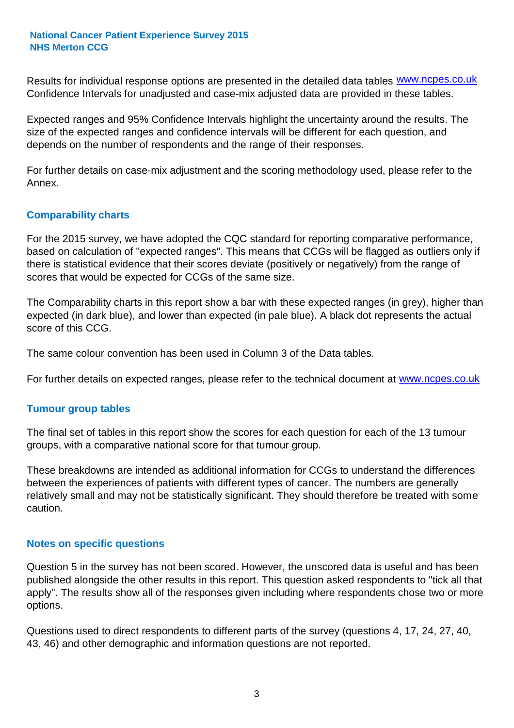Results for individual response options are presented in the detailed data tables www.ncpes.co.uk Confidence Intervals for unadjusted and case-mix adjusted data are provided in these tables.

Expected ranges and 95% Confidence Intervals highlight the uncertainty around the results. The size of the expected ranges and confidence intervals will be different for each question, and depends on the number of respondents and the range of their responses.

For further details on case-mix adjustment and the scoring methodology used, please refer to the Annex.

## Comparability charts

For the 2015 survey, we have adopted the CQC standard for reporting comparative performance, based on calculation of "expected ranges". This means that CCGs will be flagged as outliers only if there is statistical evidence that their scores deviate (positively or negatively) from the range of scores that would be expected for CCGs of the same size.

The Comparability charts in this report show a bar with these expected ranges (in grey), higher than expected (in dark blue), and lower than expected (in pale blue). A black dot represents the actual score of this CCG.

The same colour convention has been used in Column 3 of the Data tables.

For further details on expected ranges, please refer to the technical document at www.ncpes.co.uk

## Tumour group tables

The final set of tables in this report show the scores for each question for each of the 13 tumour groups, with a comparative national score for that tumour group.

These breakdowns are intended as additional information for CCGs to understand the differences between the experiences of patients with different types of cancer. The numbers are generally relatively small and may not be statistically significant. They should therefore be treated with some caution.

## Notes on specific questions

Question 5 in the survey has not been scored. However, the unscored data is useful and has been published alongside the other results in this report. This question asked respondents to "tick all that apply". The results show all of the responses given including where respondents chose two or more options.

Questions used to direct respondents to different parts of the survey (questions 4, 17, 24, 27, 40, 43, 46) and other demographic and information questions are not reported.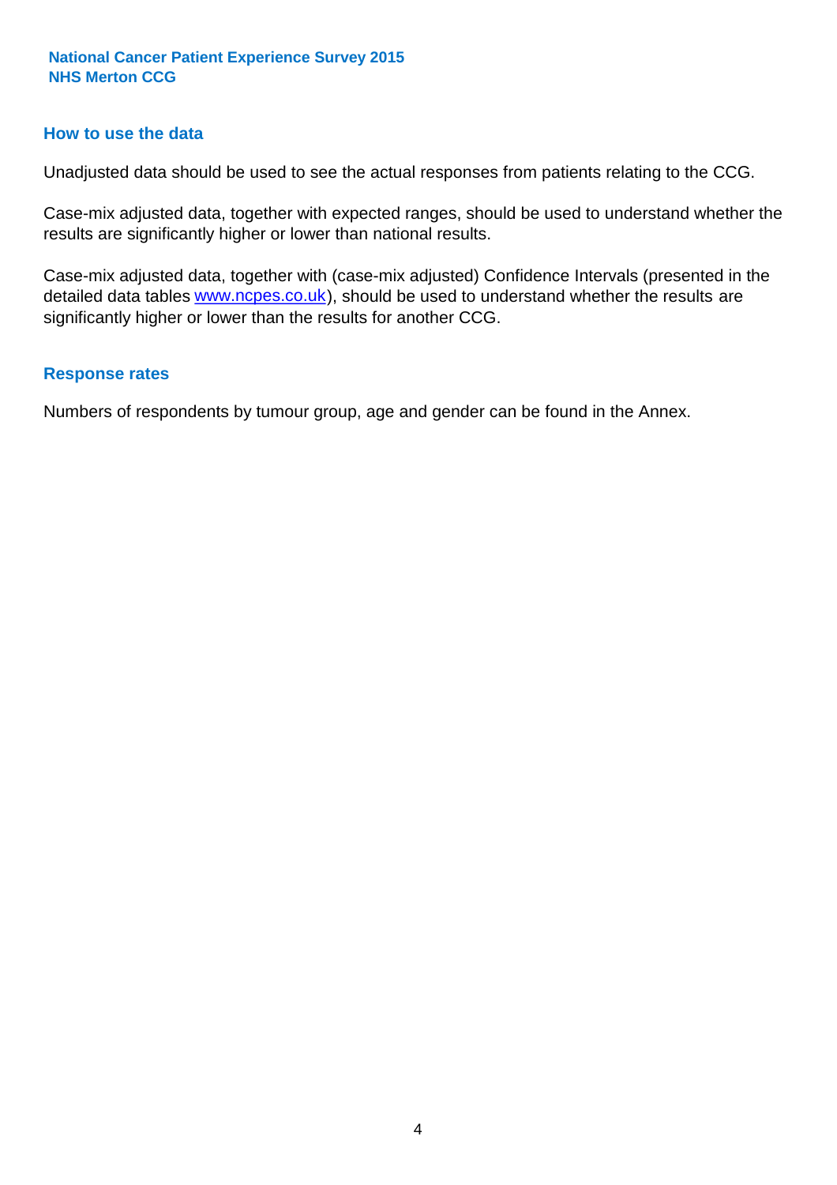## How to use the data

Unadjusted data should be used to see the actual responses from patients relating to the CCG.

Case-mix adjusted data, together with expected ranges, should be used to understand whether the results are significantly higher or lower than national results.

Case-mix adjusted data, together with (case-mix adjusted) Confidence Intervals (presented in the detailed data tables www.ncpes.co.uk), should be used to understand whether the results are significantly higher or lower than the results for another CCG.

## Response rates

Numbers of respondents by tumour group, age and gender can be found in the Annex.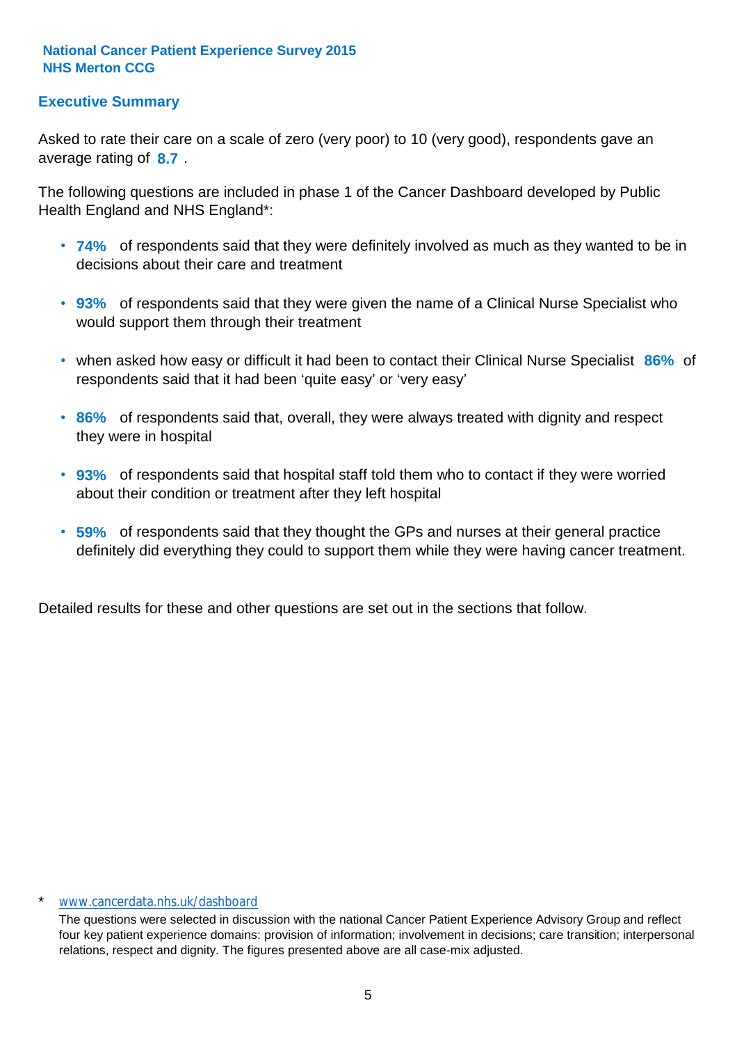**National Cancer Patient Experience Survey 2015**
**NHS Merton CCG**

## Executive Summary

Asked to rate their care on a scale of zero (very poor) to 10 (very good), respondents gave an average rating of **8.7** .

The following questions are included in phase 1 of the Cancer Dashboard developed by Public Health England and NHS England*:

- **74%** of respondents said that they were definitely involved as much as they wanted to be in decisions about their care and treatment
- **93%** of respondents said that they were given the name of a Clinical Nurse Specialist who would support them through their treatment
- when asked how easy or difficult it had been to contact their Clinical Nurse Specialist **86%** of respondents said that it had been 'quite easy' or 'very easy'
- **86%** of respondents said that, overall, they were always treated with dignity and respect they were in hospital
- **93%** of respondents said that hospital staff told them who to contact if they were worried about their condition or treatment after they left hospital
- **59%** of respondents said that they thought the GPs and nurses at their general practice definitely did everything they could to support them while they were having cancer treatment.

Detailed results for these and other questions are set out in the sections that follow.

\* www.cancerdata.nhs.uk/dashboard

The questions were selected in discussion with the national Cancer Patient Experience Advisory Group and reflect four key patient experience domains: provision of information; involvement in decisions; care transition; interpersonal relations, respect and dignity. The figures presented above are all case-mix adjusted.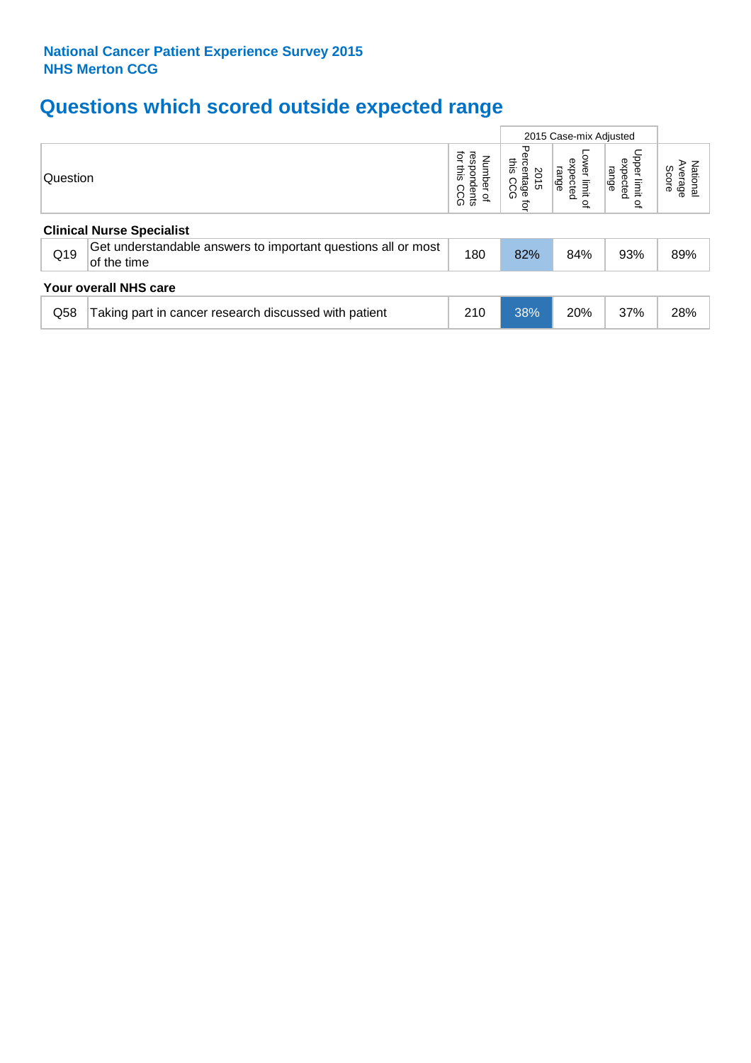**National Cancer Patient Experience Survey 2015**
**NHS Merton CCG**

# Questions which scored outside expected range

| Question | | Number of respondents for this CCG | 2015 Case-mix Adjusted | | | National Average Score |
|---|---|---|---|---|---|---|
| | | | 2015 Percentage for this CCG | Lower limit of expected range | Upper limit of expected range | |
| **Clinical Nurse Specialist** | | | | | | |
| Q19 | Get understandable answers to important questions all or most of the time | 180 | 82% | 84% | 93% | 89% |
| **Your overall NHS care** | | | | | | |
| Q58 | Taking part in cancer research discussed with patient | 210 | 38% | 20% | 37% | 28% |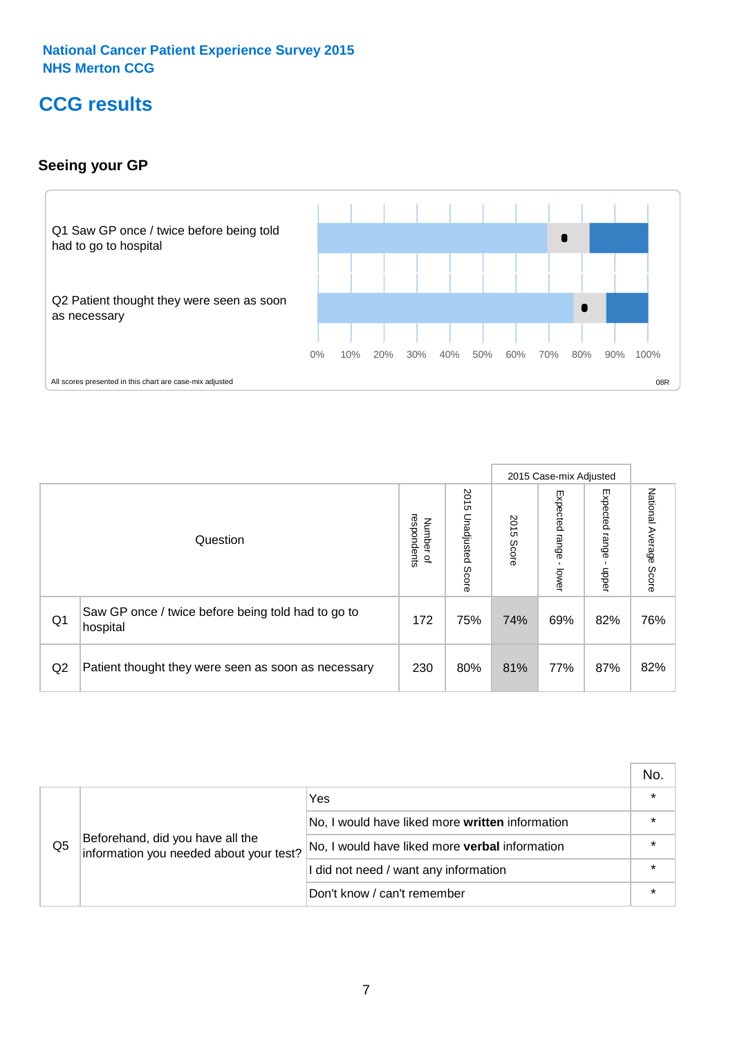National Cancer Patient Experience Survey 2015
NHS Merton CCG

# CCG results

## Seeing your GP

Q1 Saw GP once / twice before being told had to go to hospital

Q2 Patient thought they were seen as soon as necessary

0% 10% 20% 30% 40% 50% 60% 70% 80% 90% 100%

All scores presented in this chart are case-mix adjusted

08R

| Question | | Number of respondents | 2015 Unadjusted Score | 2015 Case-mix Adjusted: 2015 Score | 2015 Case-mix Adjusted: Expected range - lower | 2015 Case-mix Adjusted: Expected range - upper | National Average Score |
|---|---|---|---|---|---|---|---|
| Q1 | Saw GP once / twice before being told had to go to hospital | 172 | 75% | 74% | 69% | 82% | 76% |
| Q2 | Patient thought they were seen as soon as necessary | 230 | 80% | 81% | 77% | 87% | 82% |

| | | | No. |
|---|---|---|---|
| Q5 | Beforehand, did you have all the information you needed about your test? | Yes | * |
| | | No, I would have liked more **written** information | * |
| | | No, I would have liked more **verbal** information | * |
| | | I did not need / want any information | * |
| | | Don't know / can't remember | * |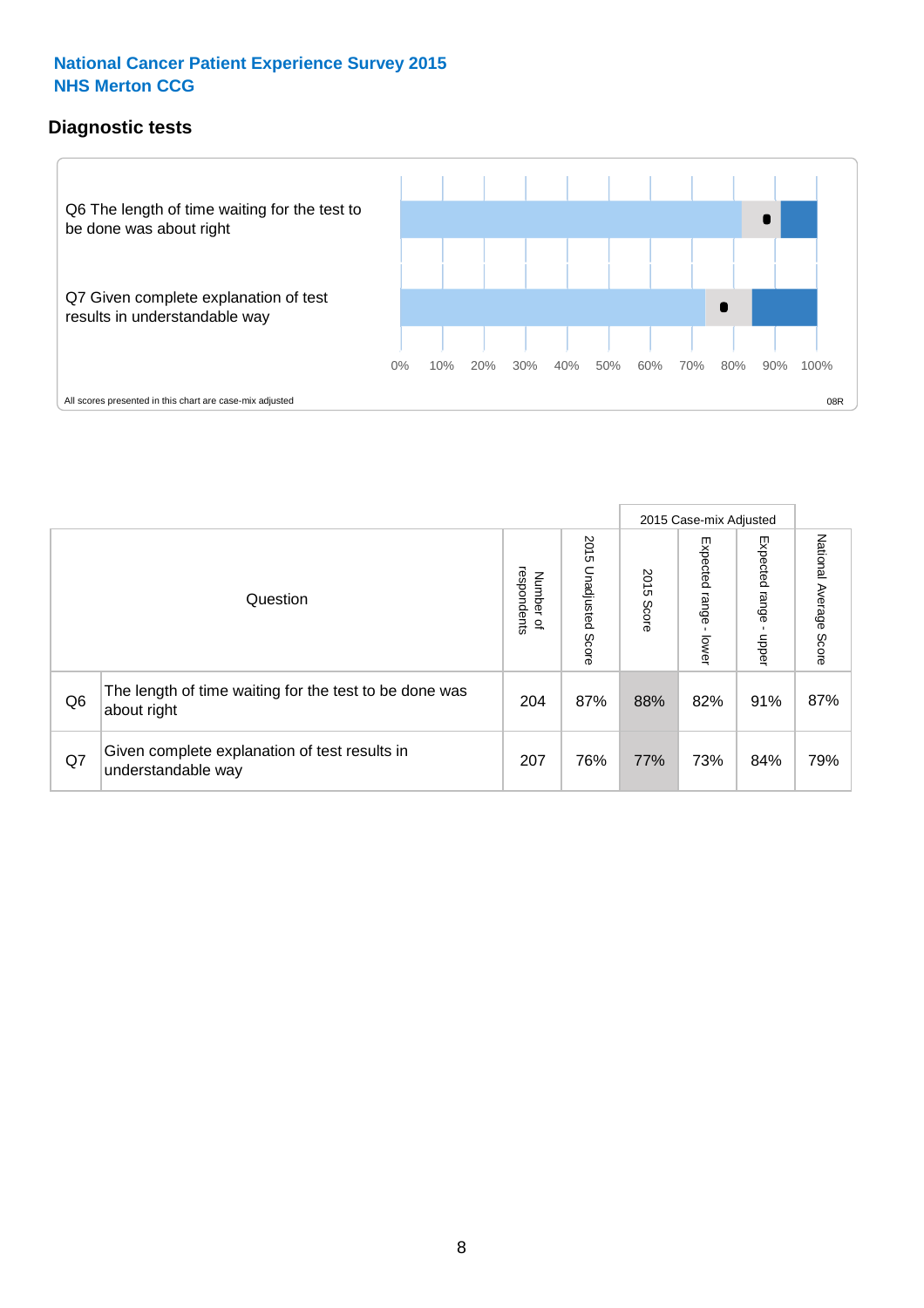# National Cancer Patient Experience Survey 2015
# NHS Merton CCG

## Diagnostic tests

Q6 The length of time waiting for the test to be done was about right

Q7 Given complete explanation of test results in understandable way

0% 10% 20% 30% 40% 50% 60% 70% 80% 90% 100%

All scores presented in this chart are case-mix adjusted

08R

| | Question | Number of respondents | 2015 Unadjusted Score | 2015 Case-mix Adjusted 2015 Score | 2015 Case-mix Adjusted Expected range - lower | 2015 Case-mix Adjusted Expected range - upper | National Average Score |
|---|---|---|---|---|---|---|---|
| Q6 | The length of time waiting for the test to be done was about right | 204 | 87% | 88% | 82% | 91% | 87% |
| Q7 | Given complete explanation of test results in understandable way | 207 | 76% | 77% | 73% | 84% | 79% |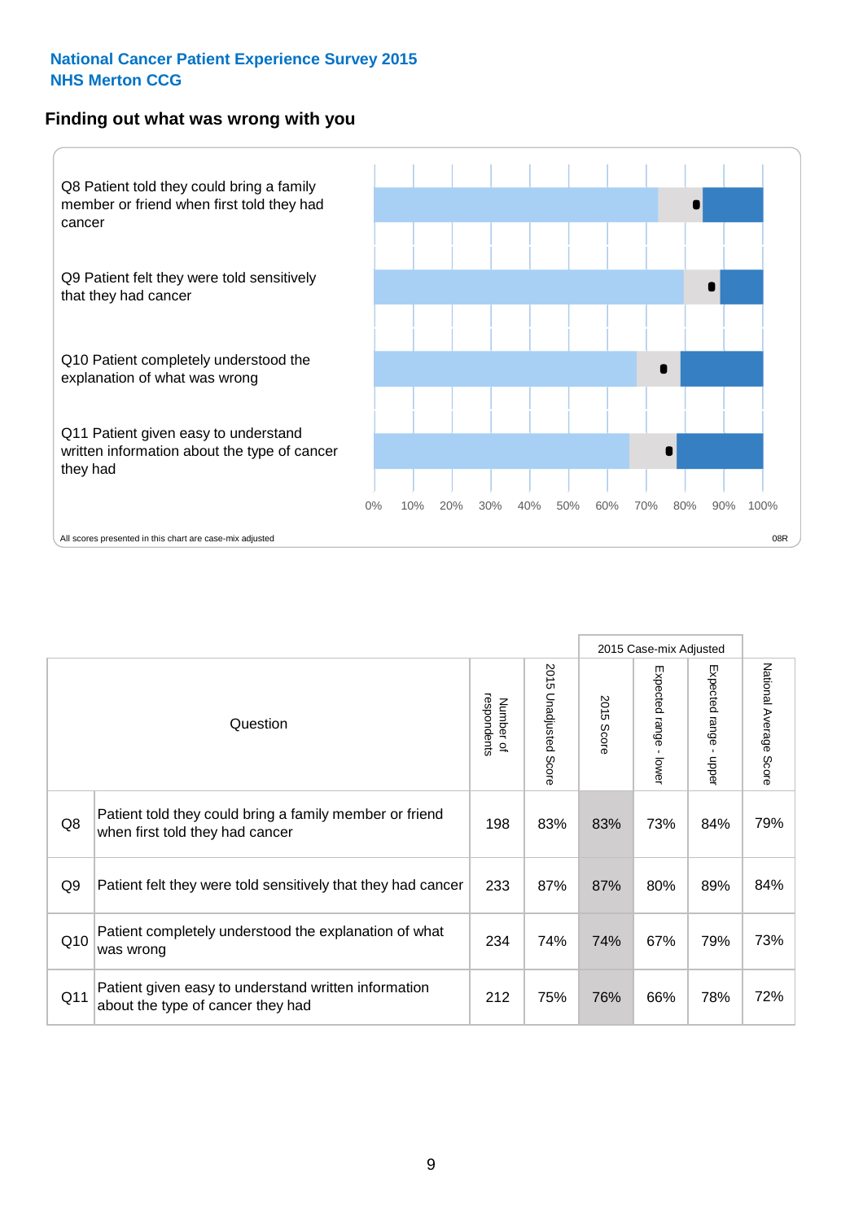**National Cancer Patient Experience Survey 2015**
**NHS Merton CCG**

## Finding out what was wrong with you

Q8 Patient told they could bring a family member or friend when first told they had cancer

Q9 Patient felt they were told sensitively that they had cancer

Q10 Patient completely understood the explanation of what was wrong

Q11 Patient given easy to understand written information about the type of cancer they had

0% 10% 20% 30% 40% 50% 60% 70% 80% 90% 100%

All scores presented in this chart are case-mix adjusted

08R

| | Question | Number of respondents | 2015 Unadjusted Score | 2015 Case-mix Adjusted: 2015 Score | 2015 Case-mix Adjusted: Expected range - lower | 2015 Case-mix Adjusted: Expected range - upper | National Average Score |
|---|---|---|---|---|---|---|---|
| Q8 | Patient told they could bring a family member or friend when first told they had cancer | 198 | 83% | 83% | 73% | 84% | 79% |
| Q9 | Patient felt they were told sensitively that they had cancer | 233 | 87% | 87% | 80% | 89% | 84% |
| Q10 | Patient completely understood the explanation of what was wrong | 234 | 74% | 74% | 67% | 79% | 73% |
| Q11 | Patient given easy to understand written information about the type of cancer they had | 212 | 75% | 76% | 66% | 78% | 72% |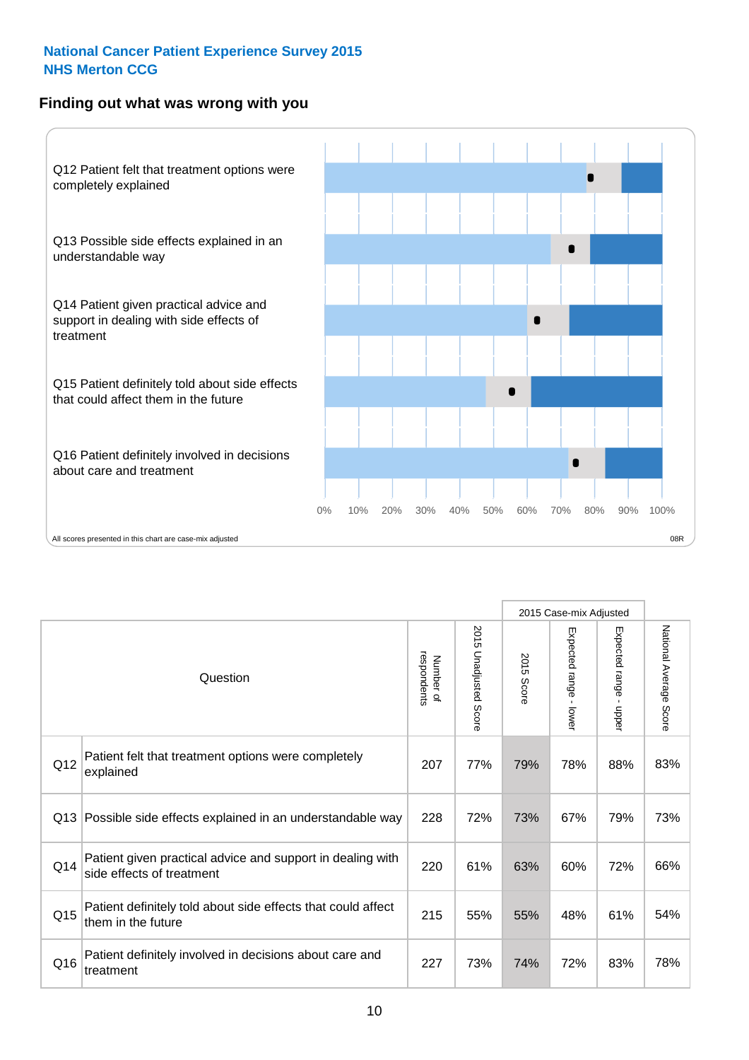National Cancer Patient Experience Survey 2015
NHS Merton CCG

## Finding out what was wrong with you

Q12 Patient felt that treatment options were completely explained

Q13 Possible side effects explained in an understandable way

Q14 Patient given practical advice and support in dealing with side effects of treatment

Q15 Patient definitely told about side effects that could affect them in the future

Q16 Patient definitely involved in decisions about care and treatment

0% 10% 20% 30% 40% 50% 60% 70% 80% 90% 100%

All scores presented in this chart are case-mix adjusted

08R

| | | | | 2015 Case-mix Adjusted | | | |
|---|---|---|---|---|---|---|---|
| Question | | Number of respondents | 2015 Unadjusted Score | 2015 Score | Expected range - lower | Expected range - upper | National Average Score |
| Q12 | Patient felt that treatment options were completely explained | 207 | 77% | 79% | 78% | 88% | 83% |
| Q13 | Possible side effects explained in an understandable way | 228 | 72% | 73% | 67% | 79% | 73% |
| Q14 | Patient given practical advice and support in dealing with side effects of treatment | 220 | 61% | 63% | 60% | 72% | 66% |
| Q15 | Patient definitely told about side effects that could affect them in the future | 215 | 55% | 55% | 48% | 61% | 54% |
| Q16 | Patient definitely involved in decisions about care and treatment | 227 | 73% | 74% | 72% | 83% | 78% |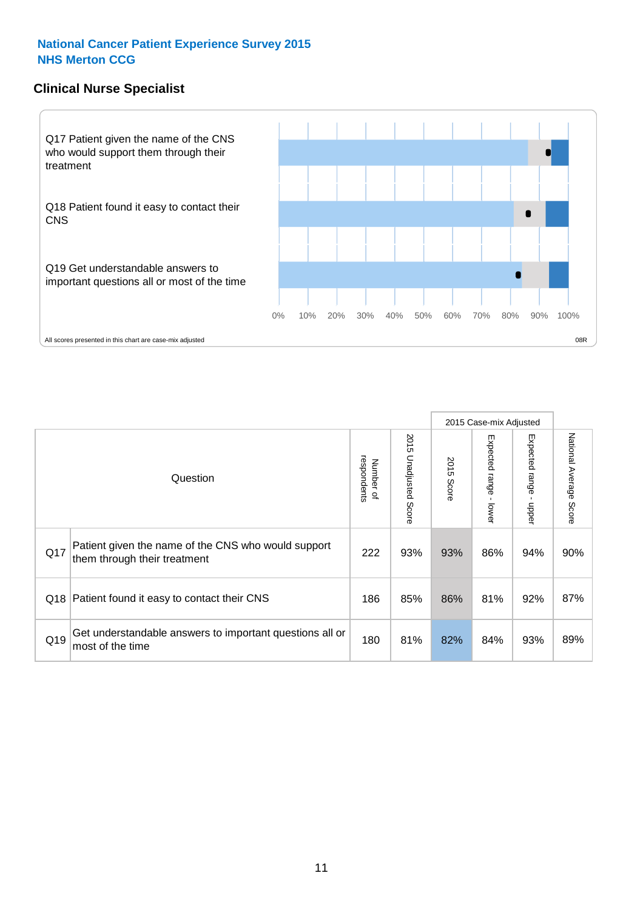National Cancer Patient Experience Survey 2015
NHS Merton CCG

## Clinical Nurse Specialist

Q17 Patient given the name of the CNS who would support them through their treatment

Q18 Patient found it easy to contact their CNS

Q19 Get understandable answers to important questions all or most of the time

0% 10% 20% 30% 40% 50% 60% 70% 80% 90% 100%

All scores presented in this chart are case-mix adjusted

08R

| Question | | Number of respondents | 2015 Unadjusted Score | 2015 Case-mix Adjusted: 2015 Score | 2015 Case-mix Adjusted: Expected range - lower | 2015 Case-mix Adjusted: Expected range - upper | National Average Score |
|---|---|---|---|---|---|---|---|
| Q17 | Patient given the name of the CNS who would support them through their treatment | 222 | 93% | 93% | 86% | 94% | 90% |
| Q18 | Patient found it easy to contact their CNS | 186 | 85% | 86% | 81% | 92% | 87% |
| Q19 | Get understandable answers to important questions all or most of the time | 180 | 81% | 82% | 84% | 93% | 89% |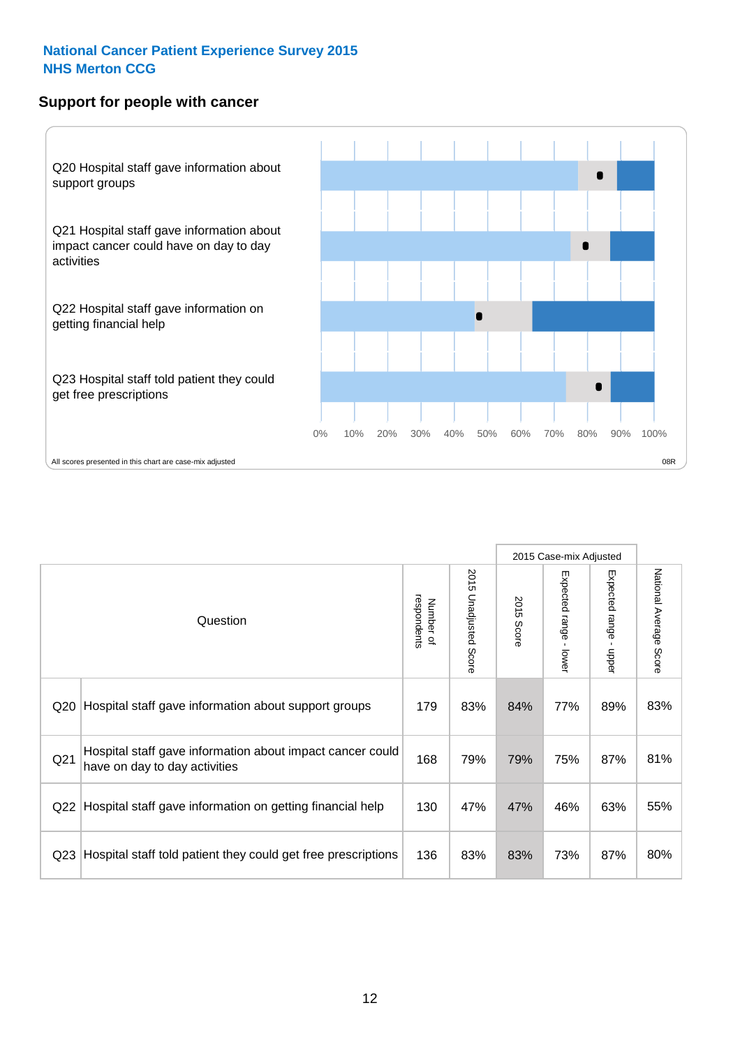**National Cancer Patient Experience Survey 2015**
**NHS Merton CCG**

## Support for people with cancer

Q20 Hospital staff gave information about support groups

Q21 Hospital staff gave information about impact cancer could have on day to day activities

Q22 Hospital staff gave information on getting financial help

Q23 Hospital staff told patient they could get free prescriptions

0% 10% 20% 30% 40% 50% 60% 70% 80% 90% 100%

All scores presented in this chart are case-mix adjusted

08R

| | Question | Number of respondents | 2015 Unadjusted Score | 2015 Case-mix Adjusted | | | National Average Score |
|---|---|---|---|---|---|---|---|
| | | | | 2015 Score | Expected range - lower | Expected range - upper | |
| Q20 | Hospital staff gave information about support groups | 179 | 83% | 84% | 77% | 89% | 83% |
| Q21 | Hospital staff gave information about impact cancer could have on day to day activities | 168 | 79% | 79% | 75% | 87% | 81% |
| Q22 | Hospital staff gave information on getting financial help | 130 | 47% | 47% | 46% | 63% | 55% |
| Q23 | Hospital staff told patient they could get free prescriptions | 136 | 83% | 83% | 73% | 87% | 80% |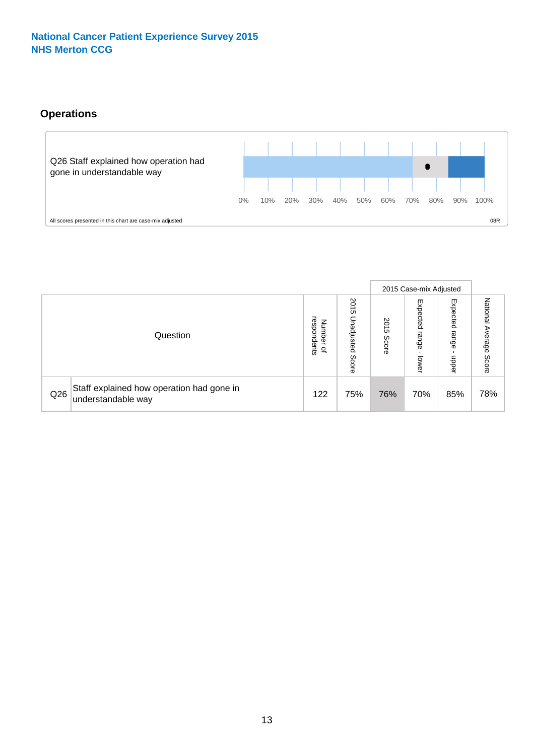National Cancer Patient Experience Survey 2015
NHS Merton CCG

## Operations

Q26 Staff explained how operation had gone in understandable way

0% 10% 20% 30% 40% 50% 60% 70% 80% 90% 100%

All scores presented in this chart are case-mix adjusted

08R

| Question | | Number of respondents | 2015 Unadjusted Score | 2015 Case-mix Adjusted: 2015 Score | 2015 Case-mix Adjusted: Expected range - lower | 2015 Case-mix Adjusted: Expected range - upper | National Average Score |
|---|---|---|---|---|---|---|---|
| Q26 | Staff explained how operation had gone in understandable way | 122 | 75% | 76% | 70% | 85% | 78% |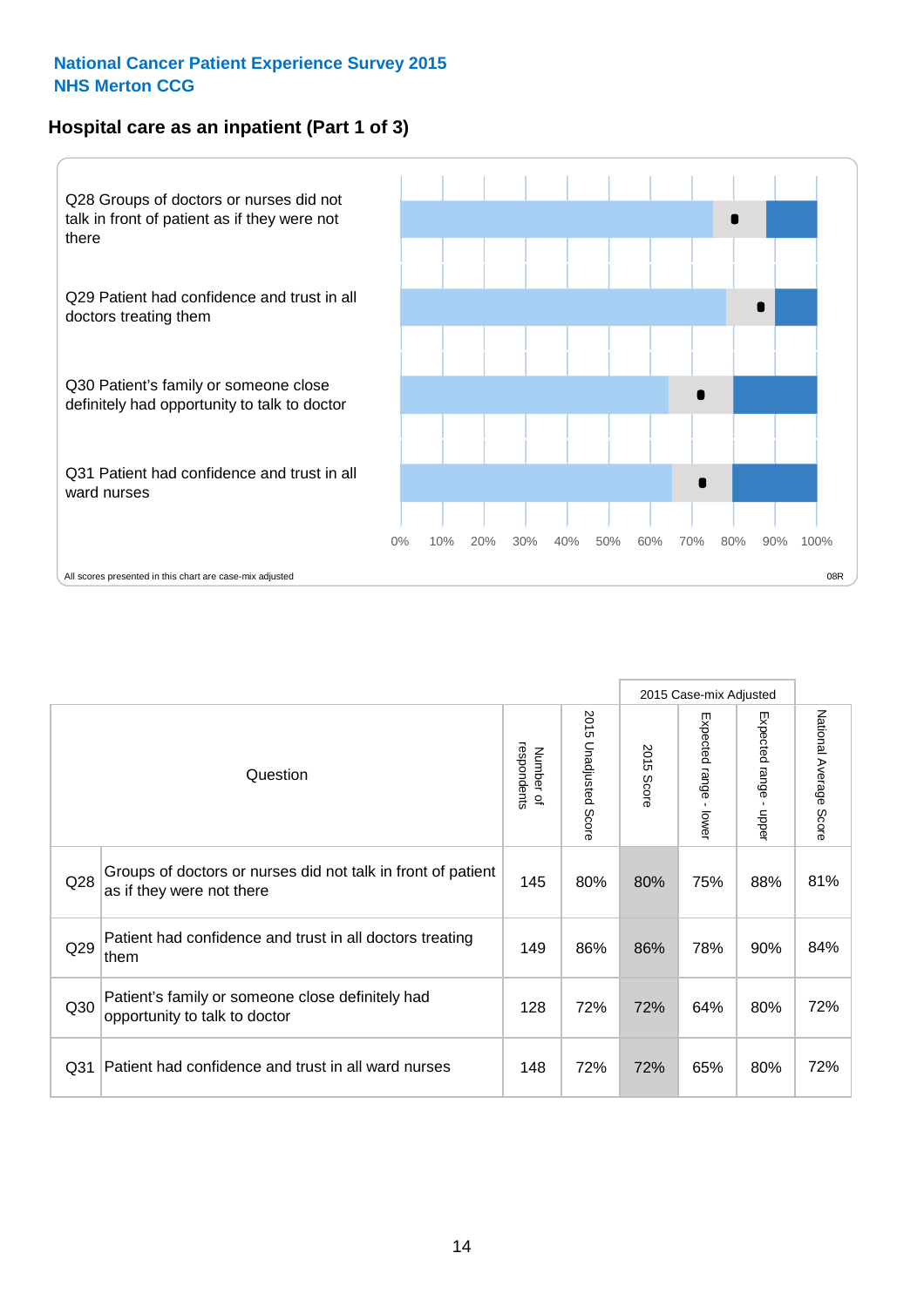National Cancer Patient Experience Survey 2015
NHS Merton CCG

## Hospital care as an inpatient (Part 1 of 3)

Q28 Groups of doctors or nurses did not talk in front of patient as if they were not there

Q29 Patient had confidence and trust in all doctors treating them

Q30 Patient's family or someone close definitely had opportunity to talk to doctor

Q31 Patient had confidence and trust in all ward nurses

0% 10% 20% 30% 40% 50% 60% 70% 80% 90% 100%

All scores presented in this chart are case-mix adjusted

08R

| | Question | Number of respondents | 2015 Unadjusted Score | 2015 Case-mix Adjusted: 2015 Score | 2015 Case-mix Adjusted: Expected range - lower | 2015 Case-mix Adjusted: Expected range - upper | National Average Score |
|---|---|---|---|---|---|---|---|
| Q28 | Groups of doctors or nurses did not talk in front of patient as if they were not there | 145 | 80% | 80% | 75% | 88% | 81% |
| Q29 | Patient had confidence and trust in all doctors treating them | 149 | 86% | 86% | 78% | 90% | 84% |
| Q30 | Patient's family or someone close definitely had opportunity to talk to doctor | 128 | 72% | 72% | 64% | 80% | 72% |
| Q31 | Patient had confidence and trust in all ward nurses | 148 | 72% | 72% | 65% | 80% | 72% |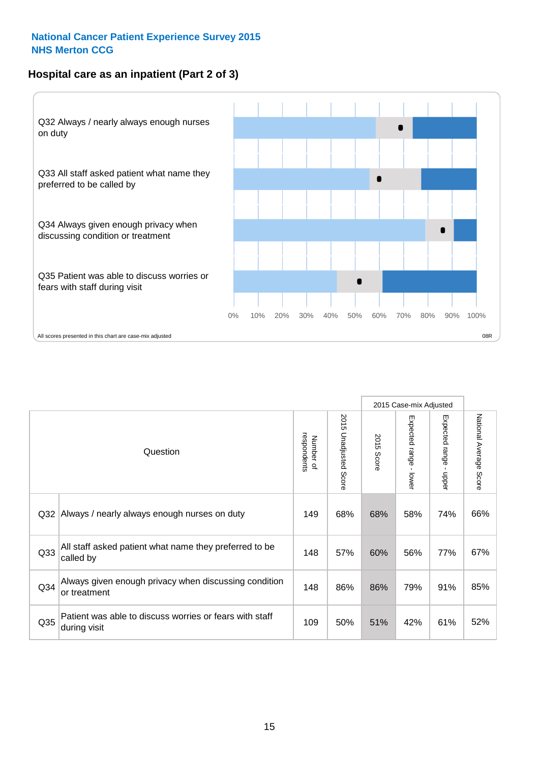National Cancer Patient Experience Survey 2015
NHS Merton CCG

## Hospital care as an inpatient (Part 2 of 3)

Q32 Always / nearly always enough nurses on duty

Q33 All staff asked patient what name they preferred to be called by

Q34 Always given enough privacy when discussing condition or treatment

Q35 Patient was able to discuss worries or fears with staff during visit

0% 10% 20% 30% 40% 50% 60% 70% 80% 90% 100%

All scores presented in this chart are case-mix adjusted

08R

| Question | | Number of respondents | 2015 Unadjusted Score | 2015 Case-mix Adjusted | | | National Average Score |
|---|---|---|---|---|---|---|---|
| | | | | 2015 Score | Expected range - lower | Expected range - upper | |
| Q32 | Always / nearly always enough nurses on duty | 149 | 68% | 68% | 58% | 74% | 66% |
| Q33 | All staff asked patient what name they preferred to be called by | 148 | 57% | 60% | 56% | 77% | 67% |
| Q34 | Always given enough privacy when discussing condition or treatment | 148 | 86% | 86% | 79% | 91% | 85% |
| Q35 | Patient was able to discuss worries or fears with staff during visit | 109 | 50% | 51% | 42% | 61% | 52% |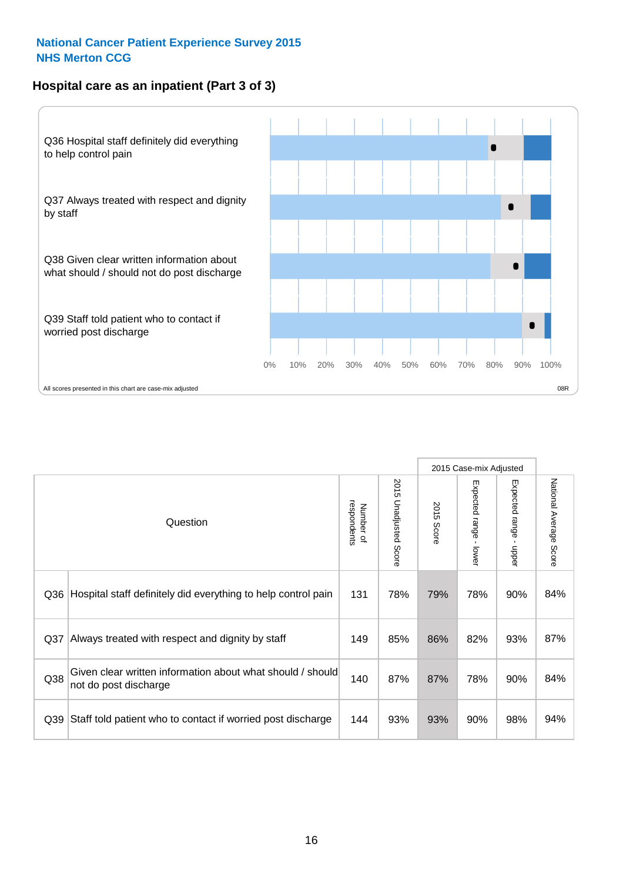National Cancer Patient Experience Survey 2015
NHS Merton CCG

## Hospital care as an inpatient (Part 3 of 3)

Q36 Hospital staff definitely did everything to help control pain

Q37 Always treated with respect and dignity by staff

Q38 Given clear written information about what should / should not do post discharge

Q39 Staff told patient who to contact if worried post discharge

0% 10% 20% 30% 40% 50% 60% 70% 80% 90% 100%

All scores presented in this chart are case-mix adjusted

08R

| Question | | Number of respondents | 2015 Unadjusted Score | 2015 Case-mix Adjusted | | | National Average Score |
|---|---|---|---|---|---|---|---|
| | | | | 2015 Score | Expected range - lower | Expected range - upper | |
| Q36 | Hospital staff definitely did everything to help control pain | 131 | 78% | 79% | 78% | 90% | 84% |
| Q37 | Always treated with respect and dignity by staff | 149 | 85% | 86% | 82% | 93% | 87% |
| Q38 | Given clear written information about what should / should not do post discharge | 140 | 87% | 87% | 78% | 90% | 84% |
| Q39 | Staff told patient who to contact if worried post discharge | 144 | 93% | 93% | 90% | 98% | 94% |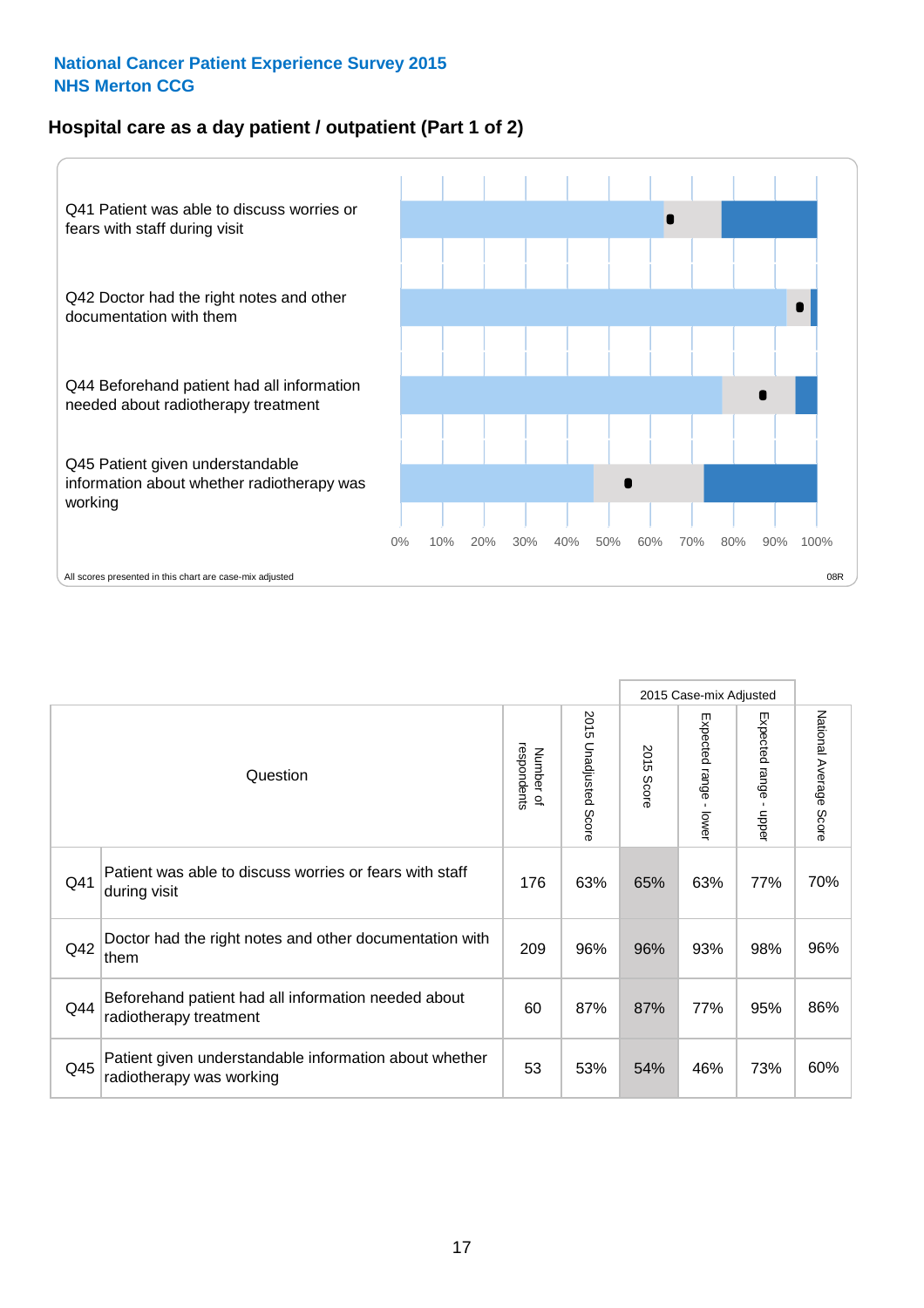National Cancer Patient Experience Survey 2015
NHS Merton CCG

## Hospital care as a day patient / outpatient (Part 1 of 2)

Q41 Patient was able to discuss worries or fears with staff during visit

Q42 Doctor had the right notes and other documentation with them

Q44 Beforehand patient had all information needed about radiotherapy treatment

Q45 Patient given understandable information about whether radiotherapy was working

0% 10% 20% 30% 40% 50% 60% 70% 80% 90% 100%

All scores presented in this chart are case-mix adjusted

08R

| | Question | Number of respondents | 2015 Unadjusted Score | 2015 Case-mix Adjusted: 2015 Score | 2015 Case-mix Adjusted: Expected range - lower | 2015 Case-mix Adjusted: Expected range - upper | National Average Score |
|---|---|---|---|---|---|---|---|
| Q41 | Patient was able to discuss worries or fears with staff during visit | 176 | 63% | 65% | 63% | 77% | 70% |
| Q42 | Doctor had the right notes and other documentation with them | 209 | 96% | 96% | 93% | 98% | 96% |
| Q44 | Beforehand patient had all information needed about radiotherapy treatment | 60 | 87% | 87% | 77% | 95% | 86% |
| Q45 | Patient given understandable information about whether radiotherapy was working | 53 | 53% | 54% | 46% | 73% | 60% |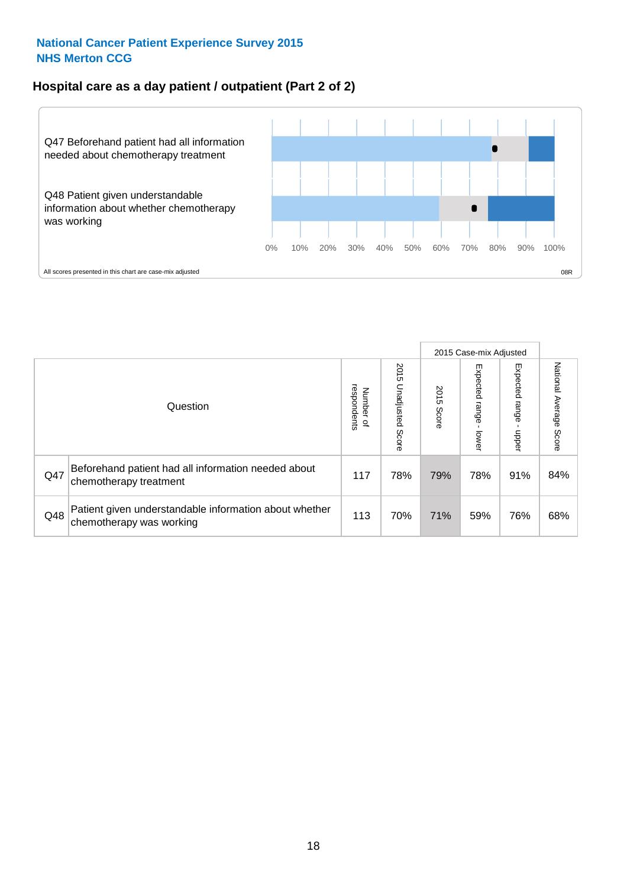National Cancer Patient Experience Survey 2015
NHS Merton CCG

## Hospital care as a day patient / outpatient (Part 2 of 2)

Q47 Beforehand patient had all information needed about chemotherapy treatment

Q48 Patient given understandable information about whether chemotherapy was working

0% 10% 20% 30% 40% 50% 60% 70% 80% 90% 100%

All scores presented in this chart are case-mix adjusted

08R

| Question | | Number of respondents | 2015 Unadjusted Score | 2015 Case-mix Adjusted | | | National Average Score |
|---|---|---|---|---|---|---|---|
| | | | | 2015 Score | Expected range - lower | Expected range - upper | |
| Q47 | Beforehand patient had all information needed about chemotherapy treatment | 117 | 78% | 79% | 78% | 91% | 84% |
| Q48 | Patient given understandable information about whether chemotherapy was working | 113 | 70% | 71% | 59% | 76% | 68% |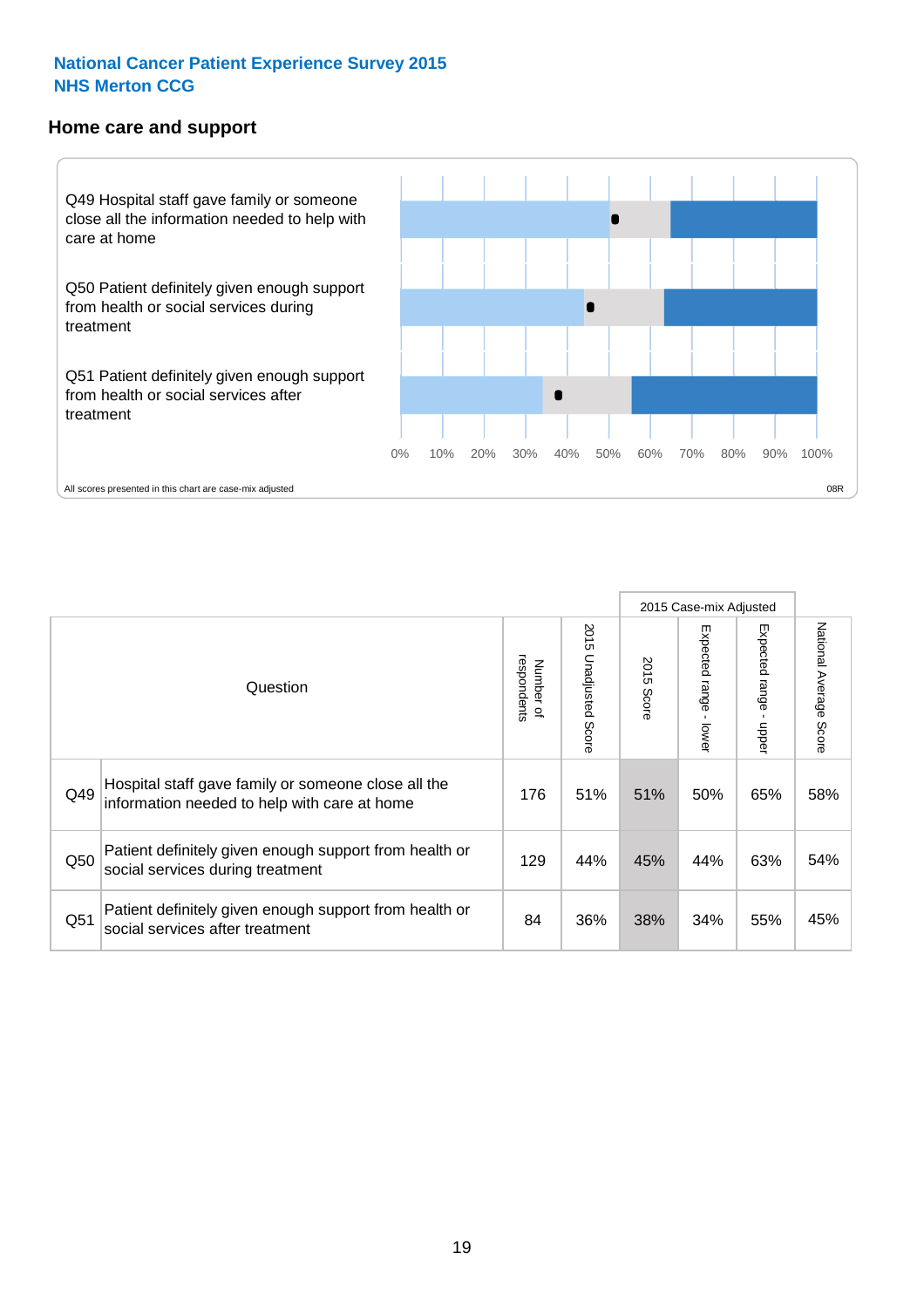**National Cancer Patient Experience Survey 2015**
**NHS Merton CCG**

## Home care and support

Q49 Hospital staff gave family or someone close all the information needed to help with care at home

Q50 Patient definitely given enough support from health or social services during treatment

Q51 Patient definitely given enough support from health or social services after treatment

0% 10% 20% 30% 40% 50% 60% 70% 80% 90% 100%

All scores presented in this chart are case-mix adjusted

08R

| Question | | Number of respondents | 2015 Unadjusted Score | 2015 Case-mix Adjusted | | | National Average Score |
|---|---|---|---|---|---|---|---|
| | | | | 2015 Score | Expected range - lower | Expected range - upper | |
| Q49 | Hospital staff gave family or someone close all the information needed to help with care at home | 176 | 51% | 51% | 50% | 65% | 58% |
| Q50 | Patient definitely given enough support from health or social services during treatment | 129 | 44% | 45% | 44% | 63% | 54% |
| Q51 | Patient definitely given enough support from health or social services after treatment | 84 | 36% | 38% | 34% | 55% | 45% |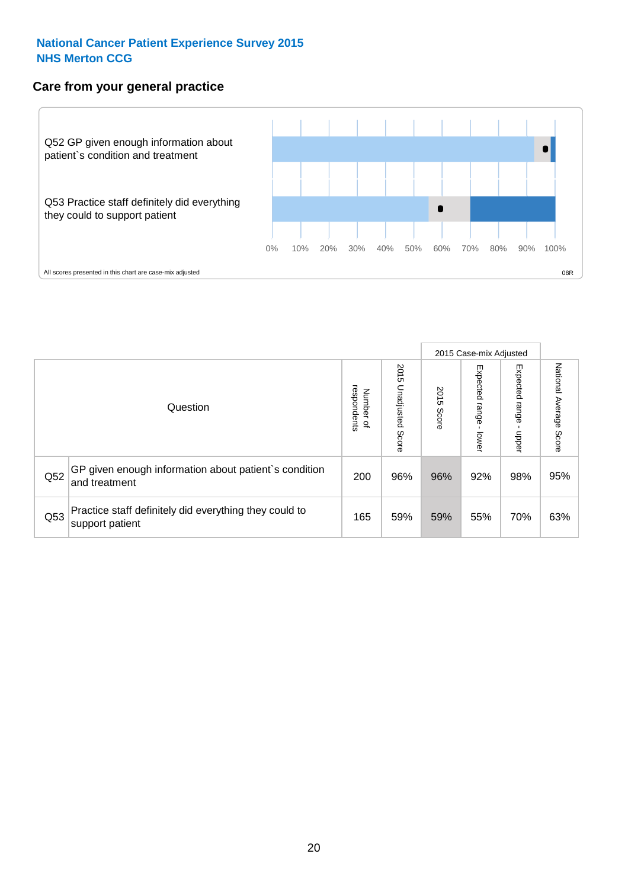National Cancer Patient Experience Survey 2015
NHS Merton CCG

## Care from your general practice

Q52 GP given enough information about patient`s condition and treatment

Q53 Practice staff definitely did everything they could to support patient

0% 10% 20% 30% 40% 50% 60% 70% 80% 90% 100%

All scores presented in this chart are case-mix adjusted

08R

| Question | | Number of respondents | 2015 Unadjusted Score | 2015 Case-mix Adjusted | | | National Average Score |
|---|---|---|---|---|---|---|---|
| | | | | 2015 Score | Expected range - lower | Expected range - upper | |
| Q52 | GP given enough information about patient`s condition and treatment | 200 | 96% | 96% | 92% | 98% | 95% |
| Q53 | Practice staff definitely did everything they could to support patient | 165 | 59% | 59% | 55% | 70% | 63% |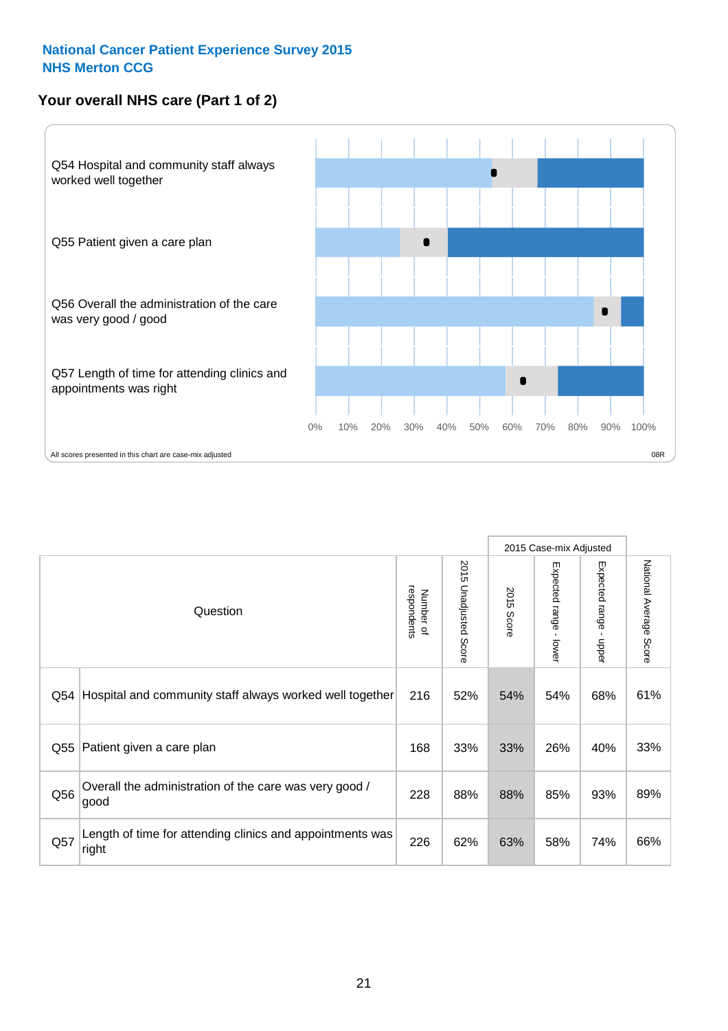National Cancer Patient Experience Survey 2015
NHS Merton CCG

## Your overall NHS care (Part 1 of 2)

Q54 Hospital and community staff always worked well together

Q55 Patient given a care plan

Q56 Overall the administration of the care was very good / good

Q57 Length of time for attending clinics and appointments was right

0% 10% 20% 30% 40% 50% 60% 70% 80% 90% 100%

All scores presented in this chart are case-mix adjusted

08R

| | Question | Number of respondents | 2015 Unadjusted Score | 2015 Case-mix Adjusted | | | National Average Score |
|---|---|---|---|---|---|---|---|
| | | | | 2015 Score | Expected range - lower | Expected range - upper | |
| Q54 | Hospital and community staff always worked well together | 216 | 52% | 54% | 54% | 68% | 61% |
| Q55 | Patient given a care plan | 168 | 33% | 33% | 26% | 40% | 33% |
| Q56 | Overall the administration of the care was very good / good | 228 | 88% | 88% | 85% | 93% | 89% |
| Q57 | Length of time for attending clinics and appointments was right | 226 | 62% | 63% | 58% | 74% | 66% |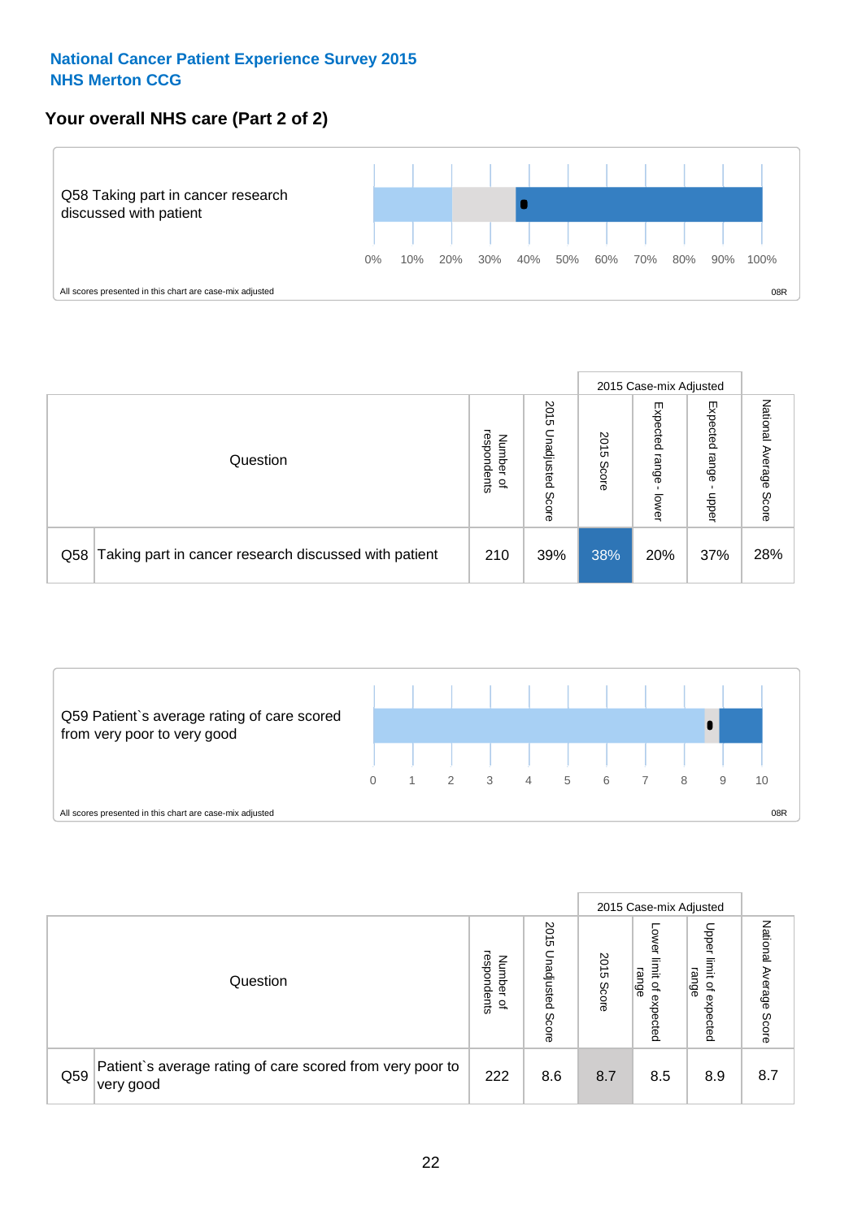**National Cancer Patient Experience Survey 2015**
**NHS Merton CCG**

## Your overall NHS care (Part 2 of 2)

Q58 Taking part in cancer research discussed with patient

0% 10% 20% 30% 40% 50% 60% 70% 80% 90% 100%

All scores presented in this chart are case-mix adjusted

08R

| Question | | Number of respondents | 2015 Unadjusted Score | 2015 Case-mix Adjusted: 2015 Score | 2015 Case-mix Adjusted: Expected range - lower | 2015 Case-mix Adjusted: Expected range - upper | National Average Score |
|---|---|---|---|---|---|---|---|
| Q58 | Taking part in cancer research discussed with patient | 210 | 39% | 38% | 20% | 37% | 28% |

Q59 Patient`s average rating of care scored from very poor to very good

0 1 2 3 4 5 6 7 8 9 10

All scores presented in this chart are case-mix adjusted

08R

| Question | | Number of respondents | 2015 Unadjusted Score | 2015 Case-mix Adjusted: 2015 Score | 2015 Case-mix Adjusted: Lower limit of expected range | 2015 Case-mix Adjusted: Upper limit of expected range | National Average Score |
|---|---|---|---|---|---|---|---|
| Q59 | Patient`s average rating of care scored from very poor to very good | 222 | 8.6 | 8.7 | 8.5 | 8.9 | 8.7 |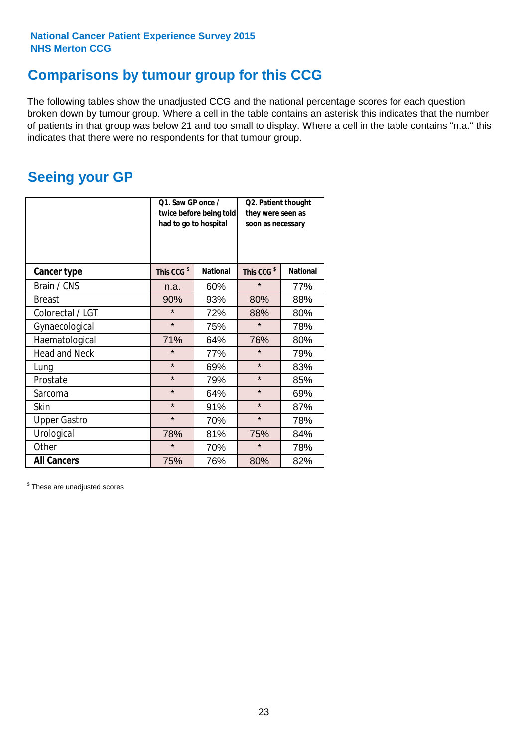**National Cancer Patient Experience Survey 2015**
**NHS Merton CCG**

## Comparisons by tumour group for this CCG

The following tables show the unadjusted CCG and the national percentage scores for each question broken down by tumour group. Where a cell in the table contains an asterisk this indicates that the number of patients in that group was below 21 and too small to display. Where a cell in the table contains "n.a." this indicates that there were no respondents for that tumour group.

## Seeing your GP

| | Q1. Saw GP once / twice before being told had to go to hospital | | Q2. Patient thought they were seen as soon as necessary | |
|---|---|---|---|---|
| **Cancer type** | **This CCG $** | **National** | **This CCG $** | **National** |
| Brain / CNS | n.a. | 60% | * | 77% |
| Breast | 90% | 93% | 80% | 88% |
| Colorectal / LGT | * | 72% | 88% | 80% |
| Gynaecological | * | 75% | * | 78% |
| Haematological | 71% | 64% | 76% | 80% |
| Head and Neck | * | 77% | * | 79% |
| Lung | * | 69% | * | 83% |
| Prostate | * | 79% | * | 85% |
| Sarcoma | * | 64% | * | 69% |
| Skin | * | 91% | * | 87% |
| Upper Gastro | * | 70% | * | 78% |
| Urological | 78% | 81% | 75% | 84% |
| Other | * | 70% | * | 78% |
| **All Cancers** | 75% | 76% | 80% | 82% |

$ These are unadjusted scores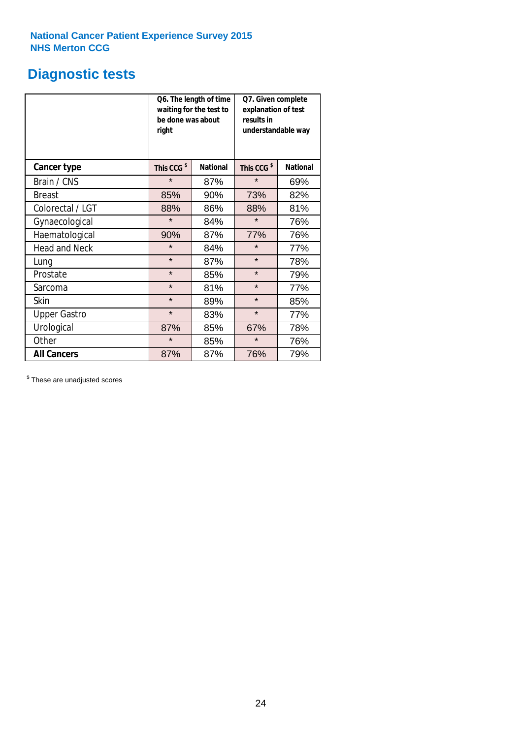National Cancer Patient Experience Survey 2015
NHS Merton CCG

# Diagnostic tests

| | Q6. The length of time waiting for the test to be done was about right | | Q7. Given complete explanation of test results in understandable way | |
|---|---|---|---|---|
| **Cancer type** | **This CCG $** | **National** | **This CCG $** | **National** |
| Brain / CNS | * | 87% | * | 69% |
| Breast | 85% | 90% | 73% | 82% |
| Colorectal / LGT | 88% | 86% | 88% | 81% |
| Gynaecological | * | 84% | * | 76% |
| Haematological | 90% | 87% | 77% | 76% |
| Head and Neck | * | 84% | * | 77% |
| Lung | * | 87% | * | 78% |
| Prostate | * | 85% | * | 79% |
| Sarcoma | * | 81% | * | 77% |
| Skin | * | 89% | * | 85% |
| Upper Gastro | * | 83% | * | 77% |
| Urological | 87% | 85% | 67% | 78% |
| Other | * | 85% | * | 76% |
| **All Cancers** | 87% | 87% | 76% | 79% |

$ These are unadjusted scores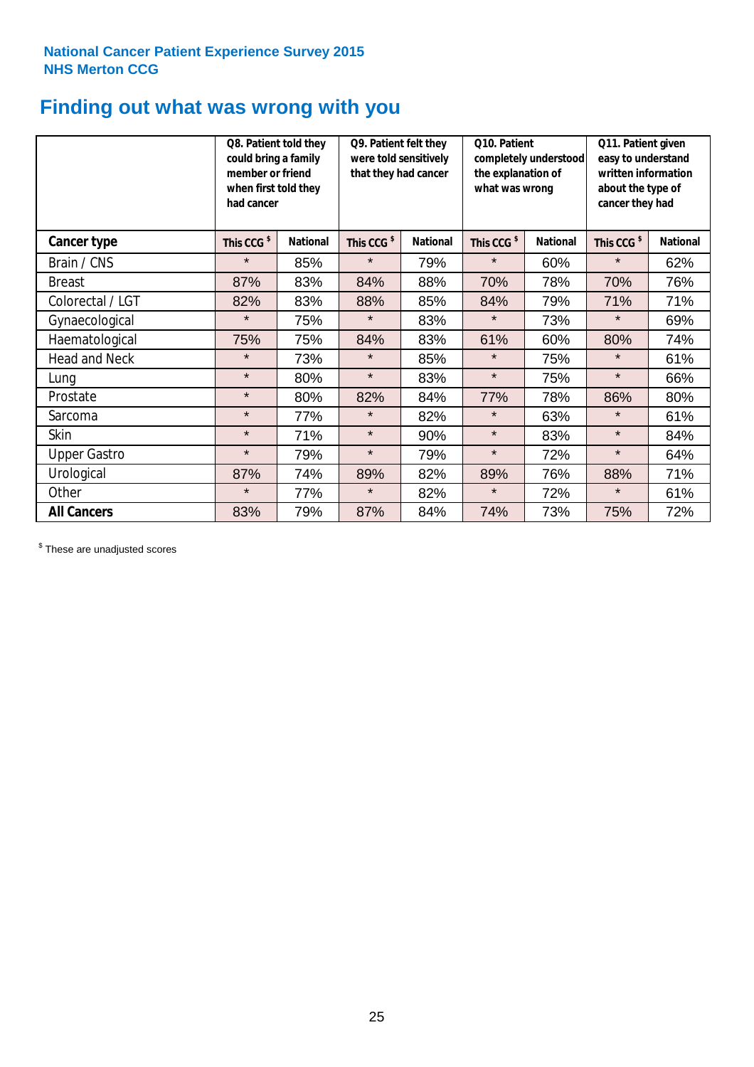National Cancer Patient Experience Survey 2015
NHS Merton CCG

# Finding out what was wrong with you

| | Q8. Patient told they could bring a family member or friend when first told they had cancer | | Q9. Patient felt they were told sensitively that they had cancer | | Q10. Patient completely understood the explanation of what was wrong | | Q11. Patient given easy to understand written information about the type of cancer they had | |
|---|---|---|---|---|---|---|---|---|
| **Cancer type** | This CCG $ | National | This CCG $ | National | This CCG $ | National | This CCG $ | National |
| Brain / CNS | * | 85% | * | 79% | * | 60% | * | 62% |
| Breast | 87% | 83% | 84% | 88% | 70% | 78% | 70% | 76% |
| Colorectal / LGT | 82% | 83% | 88% | 85% | 84% | 79% | 71% | 71% |
| Gynaecological | * | 75% | * | 83% | * | 73% | * | 69% |
| Haematological | 75% | 75% | 84% | 83% | 61% | 60% | 80% | 74% |
| Head and Neck | * | 73% | * | 85% | * | 75% | * | 61% |
| Lung | * | 80% | * | 83% | * | 75% | * | 66% |
| Prostate | * | 80% | 82% | 84% | 77% | 78% | 86% | 80% |
| Sarcoma | * | 77% | * | 82% | * | 63% | * | 61% |
| Skin | * | 71% | * | 90% | * | 83% | * | 84% |
| Upper Gastro | * | 79% | * | 79% | * | 72% | * | 64% |
| Urological | 87% | 74% | 89% | 82% | 89% | 76% | 88% | 71% |
| Other | * | 77% | * | 82% | * | 72% | * | 61% |
| **All Cancers** | 83% | 79% | 87% | 84% | 74% | 73% | 75% | 72% |

$ These are unadjusted scores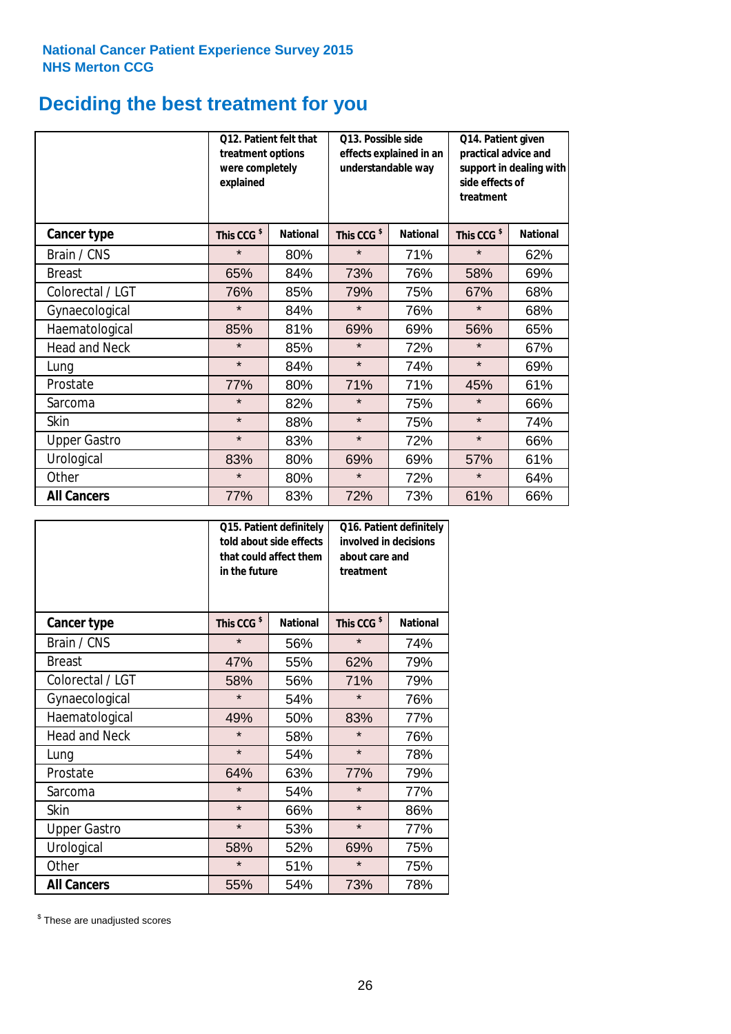**National Cancer Patient Experience Survey 2015**
**NHS Merton CCG**

# Deciding the best treatment for you

| | Q12. Patient felt that treatment options were completely explained | | Q13. Possible side effects explained in an understandable way | | Q14. Patient given practical advice and support in dealing with side effects of treatment | |
|---|---|---|---|---|---|---|
| **Cancer type** | **This CCG $** | **National** | **This CCG $** | **National** | **This CCG $** | **National** |
| Brain / CNS | * | 80% | * | 71% | * | 62% |
| Breast | 65% | 84% | 73% | 76% | 58% | 69% |
| Colorectal / LGT | 76% | 85% | 79% | 75% | 67% | 68% |
| Gynaecological | * | 84% | * | 76% | * | 68% |
| Haematological | 85% | 81% | 69% | 69% | 56% | 65% |
| Head and Neck | * | 85% | * | 72% | * | 67% |
| Lung | * | 84% | * | 74% | * | 69% |
| Prostate | 77% | 80% | 71% | 71% | 45% | 61% |
| Sarcoma | * | 82% | * | 75% | * | 66% |
| Skin | * | 88% | * | 75% | * | 74% |
| Upper Gastro | * | 83% | * | 72% | * | 66% |
| Urological | 83% | 80% | 69% | 69% | 57% | 61% |
| Other | * | 80% | * | 72% | * | 64% |
| **All Cancers** | 77% | 83% | 72% | 73% | 61% | 66% |

| | Q15. Patient definitely told about side effects that could affect them in the future | | Q16. Patient definitely involved in decisions about care and treatment | |
|---|---|---|---|---|
| **Cancer type** | **This CCG $** | **National** | **This CCG $** | **National** |
| Brain / CNS | * | 56% | * | 74% |
| Breast | 47% | 55% | 62% | 79% |
| Colorectal / LGT | 58% | 56% | 71% | 79% |
| Gynaecological | * | 54% | * | 76% |
| Haematological | 49% | 50% | 83% | 77% |
| Head and Neck | * | 58% | * | 76% |
| Lung | * | 54% | * | 78% |
| Prostate | 64% | 63% | 77% | 79% |
| Sarcoma | * | 54% | * | 77% |
| Skin | * | 66% | * | 86% |
| Upper Gastro | * | 53% | * | 77% |
| Urological | 58% | 52% | 69% | 75% |
| Other | * | 51% | * | 75% |
| **All Cancers** | 55% | 54% | 73% | 78% |

$ These are unadjusted scores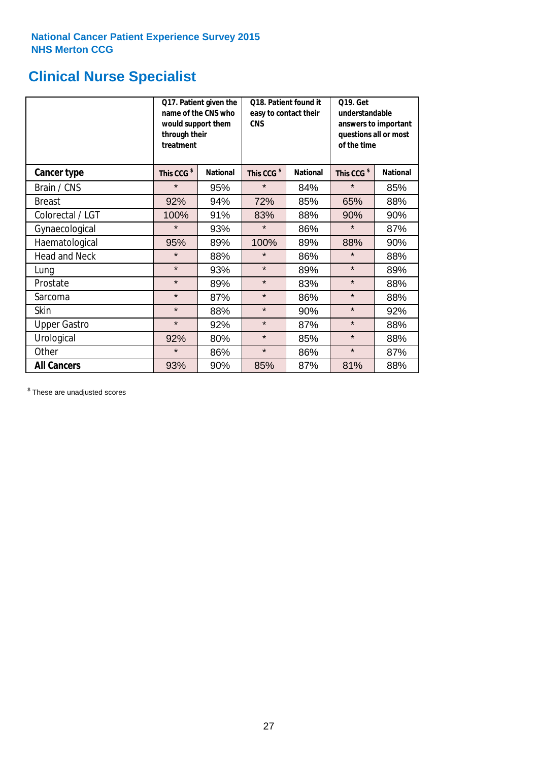National Cancer Patient Experience Survey 2015
NHS Merton CCG

# Clinical Nurse Specialist

| | Q17. Patient given the name of the CNS who would support them through their treatment | | Q18. Patient found it easy to contact their CNS | | Q19. Get understandable answers to important questions all or most of the time | |
|---|---|---|---|---|---|---|
| **Cancer type** | **This CCG $** | **National** | **This CCG $** | **National** | **This CCG $** | **National** |
| Brain / CNS | * | 95% | * | 84% | * | 85% |
| Breast | 92% | 94% | 72% | 85% | 65% | 88% |
| Colorectal / LGT | 100% | 91% | 83% | 88% | 90% | 90% |
| Gynaecological | * | 93% | * | 86% | * | 87% |
| Haematological | 95% | 89% | 100% | 89% | 88% | 90% |
| Head and Neck | * | 88% | * | 86% | * | 88% |
| Lung | * | 93% | * | 89% | * | 89% |
| Prostate | * | 89% | * | 83% | * | 88% |
| Sarcoma | * | 87% | * | 86% | * | 88% |
| Skin | * | 88% | * | 90% | * | 92% |
| Upper Gastro | * | 92% | * | 87% | * | 88% |
| Urological | 92% | 80% | * | 85% | * | 88% |
| Other | * | 86% | * | 86% | * | 87% |
| **All Cancers** | 93% | 90% | 85% | 87% | 81% | 88% |

$ These are unadjusted scores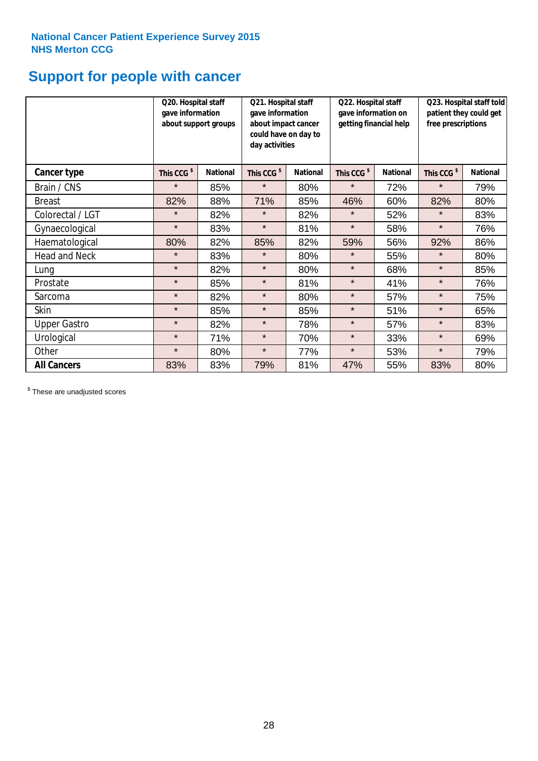National Cancer Patient Experience Survey 2015
NHS Merton CCG

# Support for people with cancer

| | Q20. Hospital staff gave information about support groups | | Q21. Hospital staff gave information about impact cancer could have on day to day activities | | Q22. Hospital staff gave information on getting financial help | | Q23. Hospital staff told patient they could get free prescriptions | |
|---|---|---|---|---|---|---|---|---|
| **Cancer type** | **This CCG $** | **National** | **This CCG $** | **National** | **This CCG $** | **National** | **This CCG $** | **National** |
| Brain / CNS | * | 85% | * | 80% | * | 72% | * | 79% |
| Breast | 82% | 88% | 71% | 85% | 46% | 60% | 82% | 80% |
| Colorectal / LGT | * | 82% | * | 82% | * | 52% | * | 83% |
| Gynaecological | * | 83% | * | 81% | * | 58% | * | 76% |
| Haematological | 80% | 82% | 85% | 82% | 59% | 56% | 92% | 86% |
| Head and Neck | * | 83% | * | 80% | * | 55% | * | 80% |
| Lung | * | 82% | * | 80% | * | 68% | * | 85% |
| Prostate | * | 85% | * | 81% | * | 41% | * | 76% |
| Sarcoma | * | 82% | * | 80% | * | 57% | * | 75% |
| Skin | * | 85% | * | 85% | * | 51% | * | 65% |
| Upper Gastro | * | 82% | * | 78% | * | 57% | * | 83% |
| Urological | * | 71% | * | 70% | * | 33% | * | 69% |
| Other | * | 80% | * | 77% | * | 53% | * | 79% |
| **All Cancers** | 83% | 83% | 79% | 81% | 47% | 55% | 83% | 80% |

$ These are unadjusted scores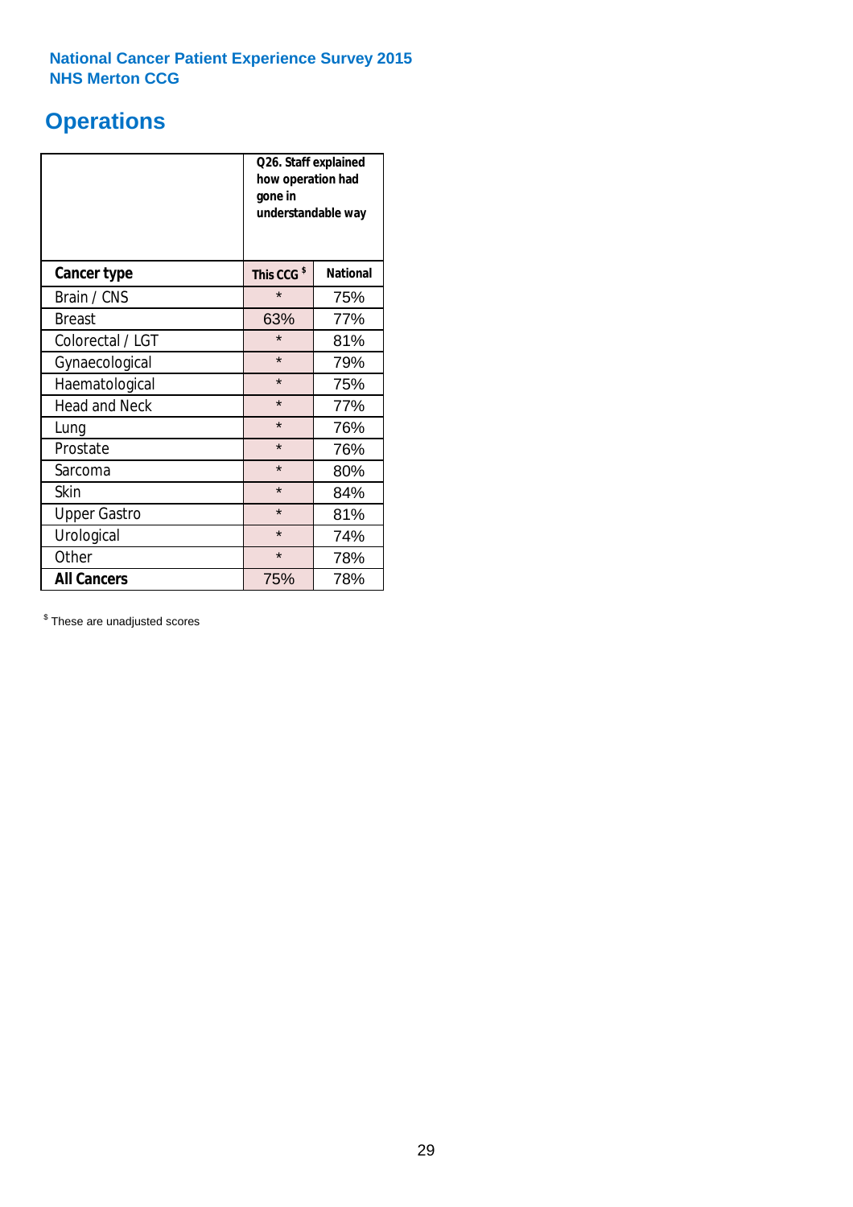National Cancer Patient Experience Survey 2015
NHS Merton CCG

# Operations

| | Q26. Staff explained how operation had gone in understandable way | |
|---|---|---|
| **Cancer type** | **This CCG $** | **National** |
| Brain / CNS | * | 75% |
| Breast | 63% | 77% |
| Colorectal / LGT | * | 81% |
| Gynaecological | * | 79% |
| Haematological | * | 75% |
| Head and Neck | * | 77% |
| Lung | * | 76% |
| Prostate | * | 76% |
| Sarcoma | * | 80% |
| Skin | * | 84% |
| Upper Gastro | * | 81% |
| Urological | * | 74% |
| Other | * | 78% |
| **All Cancers** | 75% | 78% |

$ These are unadjusted scores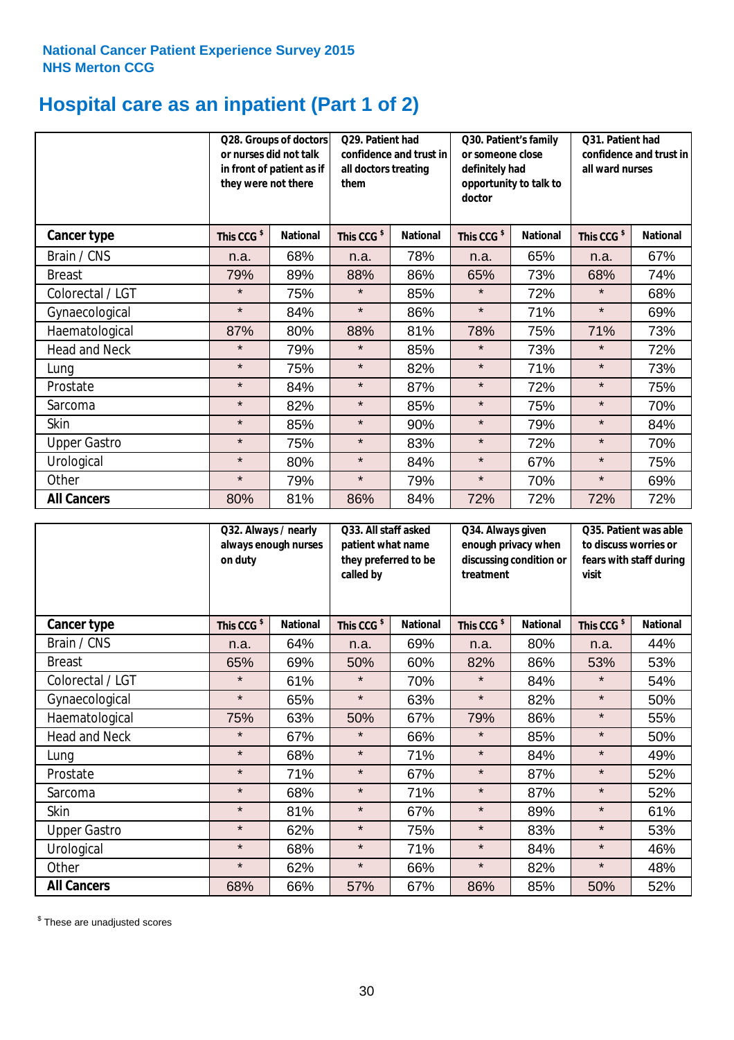National Cancer Patient Experience Survey 2015
NHS Merton CCG

# Hospital care as an inpatient (Part 1 of 2)

| | Q28. Groups of doctors or nurses did not talk in front of patient as if they were not there | | Q29. Patient had confidence and trust in all doctors treating them | | Q30. Patient's family or someone close definitely had opportunity to talk to doctor | | Q31. Patient had confidence and trust in all ward nurses | |
|---|---|---|---|---|---|---|---|---|
| **Cancer type** | **This CCG $** | **National** | **This CCG $** | **National** | **This CCG $** | **National** | **This CCG $** | **National** |
| Brain / CNS | n.a. | 68% | n.a. | 78% | n.a. | 65% | n.a. | 67% |
| Breast | 79% | 89% | 88% | 86% | 65% | 73% | 68% | 74% |
| Colorectal / LGT | * | 75% | * | 85% | * | 72% | * | 68% |
| Gynaecological | * | 84% | * | 86% | * | 71% | * | 69% |
| Haematological | 87% | 80% | 88% | 81% | 78% | 75% | 71% | 73% |
| Head and Neck | * | 79% | * | 85% | * | 73% | * | 72% |
| Lung | * | 75% | * | 82% | * | 71% | * | 73% |
| Prostate | * | 84% | * | 87% | * | 72% | * | 75% |
| Sarcoma | * | 82% | * | 85% | * | 75% | * | 70% |
| Skin | * | 85% | * | 90% | * | 79% | * | 84% |
| Upper Gastro | * | 75% | * | 83% | * | 72% | * | 70% |
| Urological | * | 80% | * | 84% | * | 67% | * | 75% |
| Other | * | 79% | * | 79% | * | 70% | * | 69% |
| **All Cancers** | 80% | 81% | 86% | 84% | 72% | 72% | 72% | 72% |

| | Q32. Always / nearly always enough nurses on duty | | Q33. All staff asked patient what name they preferred to be called by | | Q34. Always given enough privacy when discussing condition or treatment | | Q35. Patient was able to discuss worries or fears with staff during visit | |
|---|---|---|---|---|---|---|---|---|
| **Cancer type** | **This CCG $** | **National** | **This CCG $** | **National** | **This CCG $** | **National** | **This CCG $** | **National** |
| Brain / CNS | n.a. | 64% | n.a. | 69% | n.a. | 80% | n.a. | 44% |
| Breast | 65% | 69% | 50% | 60% | 82% | 86% | 53% | 53% |
| Colorectal / LGT | * | 61% | * | 70% | * | 84% | * | 54% |
| Gynaecological | * | 65% | * | 63% | * | 82% | * | 50% |
| Haematological | 75% | 63% | 50% | 67% | 79% | 86% | * | 55% |
| Head and Neck | * | 67% | * | 66% | * | 85% | * | 50% |
| Lung | * | 68% | * | 71% | * | 84% | * | 49% |
| Prostate | * | 71% | * | 67% | * | 87% | * | 52% |
| Sarcoma | * | 68% | * | 71% | * | 87% | * | 52% |
| Skin | * | 81% | * | 67% | * | 89% | * | 61% |
| Upper Gastro | * | 62% | * | 75% | * | 83% | * | 53% |
| Urological | * | 68% | * | 71% | * | 84% | * | 46% |
| Other | * | 62% | * | 66% | * | 82% | * | 48% |
| **All Cancers** | 68% | 66% | 57% | 67% | 86% | 85% | 50% | 52% |

$ These are unadjusted scores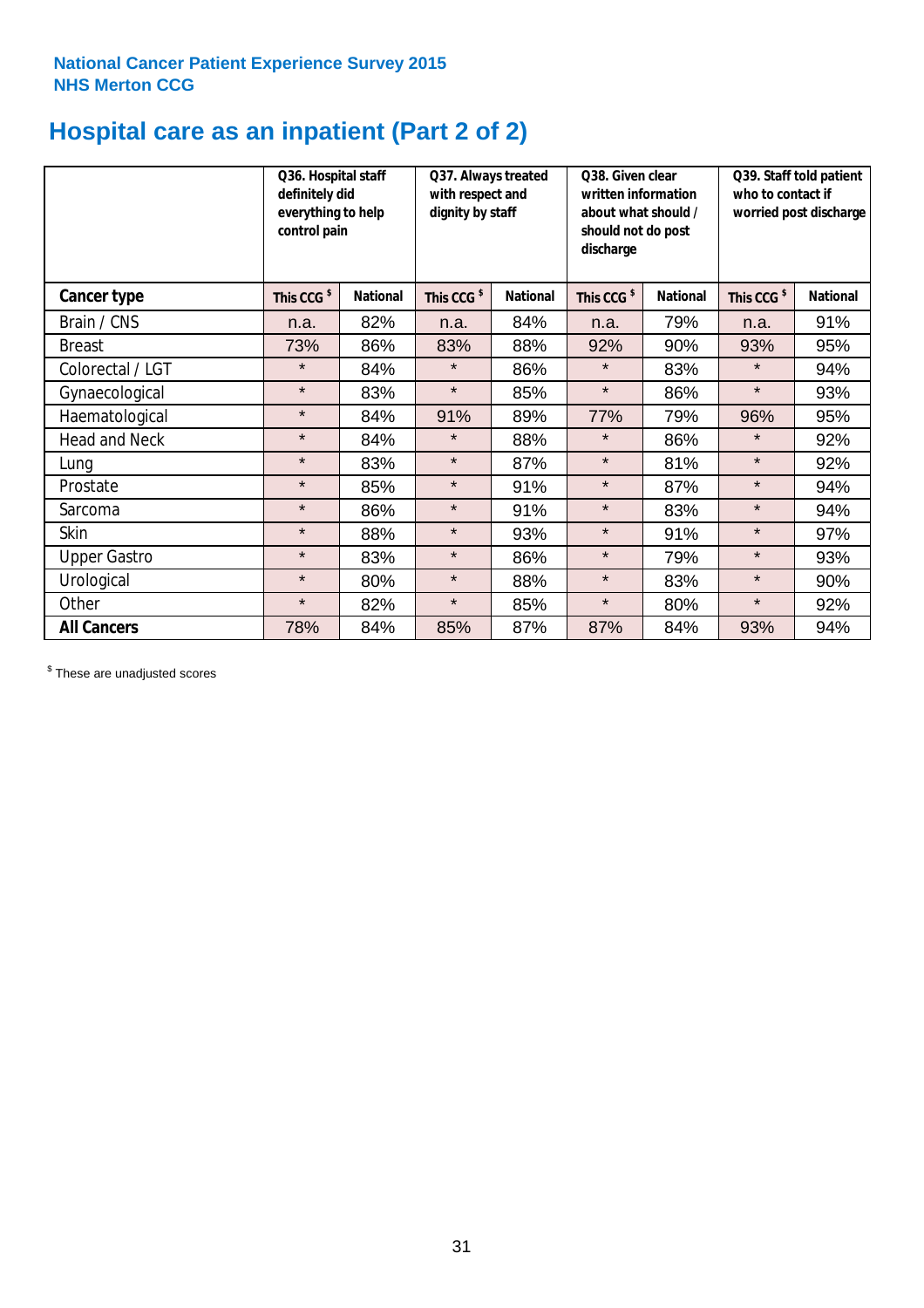National Cancer Patient Experience Survey 2015
NHS Merton CCG

# Hospital care as an inpatient (Part 2 of 2)

| | Q36. Hospital staff definitely did everything to help control pain | | Q37. Always treated with respect and dignity by staff | | Q38. Given clear written information about what should / should not do post discharge | | Q39. Staff told patient who to contact if worried post discharge | |
|---|---|---|---|---|---|---|---|---|
| **Cancer type** | This CCG $ | National | This CCG $ | National | This CCG $ | National | This CCG $ | National |
| Brain / CNS | n.a. | 82% | n.a. | 84% | n.a. | 79% | n.a. | 91% |
| Breast | 73% | 86% | 83% | 88% | 92% | 90% | 93% | 95% |
| Colorectal / LGT | * | 84% | * | 86% | * | 83% | * | 94% |
| Gynaecological | * | 83% | * | 85% | * | 86% | * | 93% |
| Haematological | * | 84% | 91% | 89% | 77% | 79% | 96% | 95% |
| Head and Neck | * | 84% | * | 88% | * | 86% | * | 92% |
| Lung | * | 83% | * | 87% | * | 81% | * | 92% |
| Prostate | * | 85% | * | 91% | * | 87% | * | 94% |
| Sarcoma | * | 86% | * | 91% | * | 83% | * | 94% |
| Skin | * | 88% | * | 93% | * | 91% | * | 97% |
| Upper Gastro | * | 83% | * | 86% | * | 79% | * | 93% |
| Urological | * | 80% | * | 88% | * | 83% | * | 90% |
| Other | * | 82% | * | 85% | * | 80% | * | 92% |
| **All Cancers** | 78% | 84% | 85% | 87% | 87% | 84% | 93% | 94% |

$ These are unadjusted scores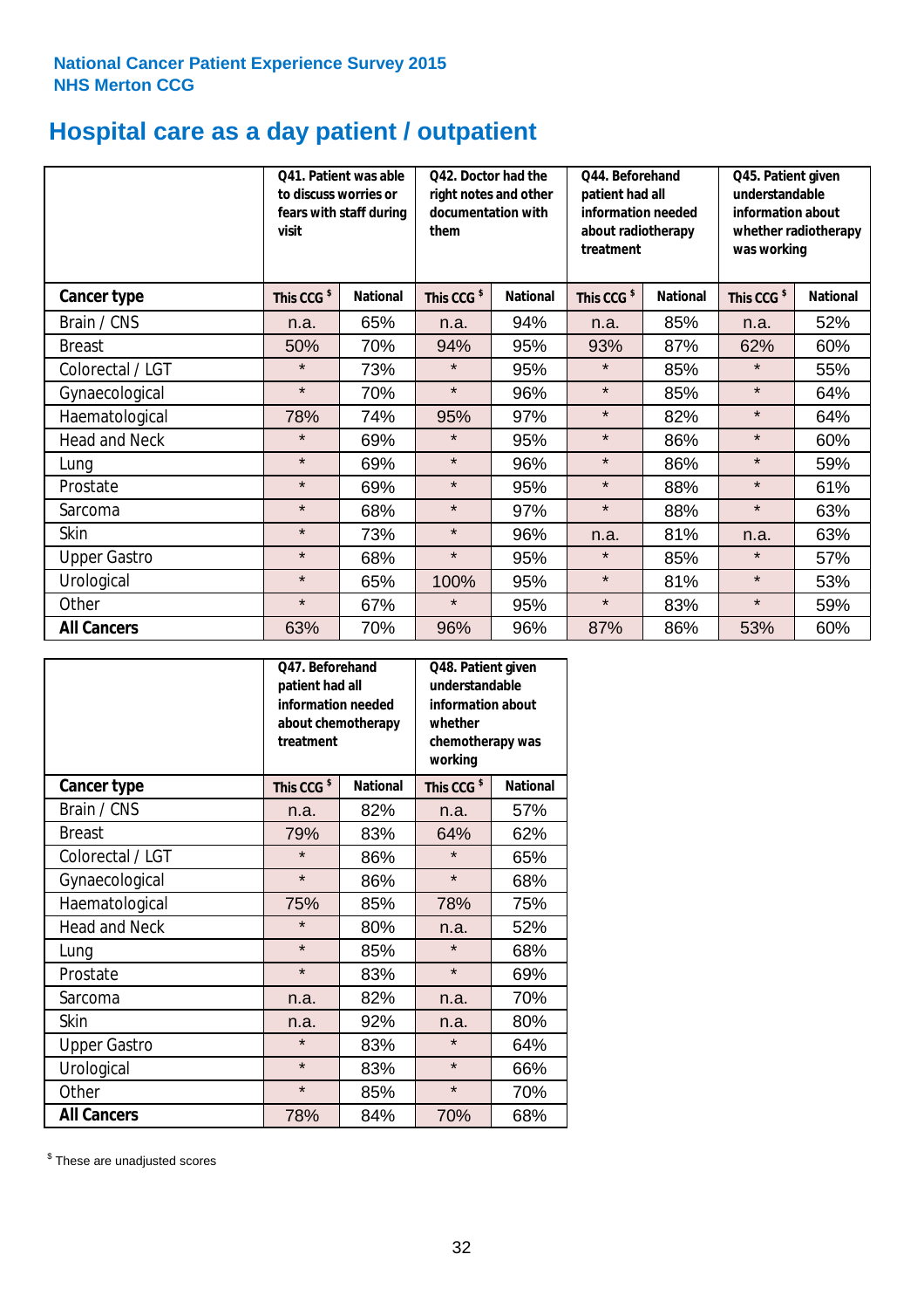National Cancer Patient Experience Survey 2015
NHS Merton CCG

# Hospital care as a day patient / outpatient

| | Q41. Patient was able to discuss worries or fears with staff during visit | | Q42. Doctor had the right notes and other documentation with them | | Q44. Beforehand patient had all information needed about radiotherapy treatment | | Q45. Patient given understandable information about whether radiotherapy was working | |
|---|---|---|---|---|---|---|---|---|
| **Cancer type** | This CCG $ | National | This CCG $ | National | This CCG $ | National | This CCG $ | National |
| Brain / CNS | n.a. | 65% | n.a. | 94% | n.a. | 85% | n.a. | 52% |
| Breast | 50% | 70% | 94% | 95% | 93% | 87% | 62% | 60% |
| Colorectal / LGT | * | 73% | * | 95% | * | 85% | * | 55% |
| Gynaecological | * | 70% | * | 96% | * | 85% | * | 64% |
| Haematological | 78% | 74% | 95% | 97% | * | 82% | * | 64% |
| Head and Neck | * | 69% | * | 95% | * | 86% | * | 60% |
| Lung | * | 69% | * | 96% | * | 86% | * | 59% |
| Prostate | * | 69% | * | 95% | * | 88% | * | 61% |
| Sarcoma | * | 68% | * | 97% | * | 88% | * | 63% |
| Skin | * | 73% | * | 96% | n.a. | 81% | n.a. | 63% |
| Upper Gastro | * | 68% | * | 95% | * | 85% | * | 57% |
| Urological | * | 65% | 100% | 95% | * | 81% | * | 53% |
| Other | * | 67% | * | 95% | * | 83% | * | 59% |
| **All Cancers** | 63% | 70% | 96% | 96% | 87% | 86% | 53% | 60% |

| | Q47. Beforehand patient had all information needed about chemotherapy treatment | | Q48. Patient given understandable information about whether chemotherapy was working | |
|---|---|---|---|---|
| **Cancer type** | This CCG $ | National | This CCG $ | National |
| Brain / CNS | n.a. | 82% | n.a. | 57% |
| Breast | 79% | 83% | 64% | 62% |
| Colorectal / LGT | * | 86% | * | 65% |
| Gynaecological | * | 86% | * | 68% |
| Haematological | 75% | 85% | 78% | 75% |
| Head and Neck | * | 80% | n.a. | 52% |
| Lung | * | 85% | * | 68% |
| Prostate | * | 83% | * | 69% |
| Sarcoma | n.a. | 82% | n.a. | 70% |
| Skin | n.a. | 92% | n.a. | 80% |
| Upper Gastro | * | 83% | * | 64% |
| Urological | * | 83% | * | 66% |
| Other | * | 85% | * | 70% |
| **All Cancers** | 78% | 84% | 70% | 68% |

$ These are unadjusted scores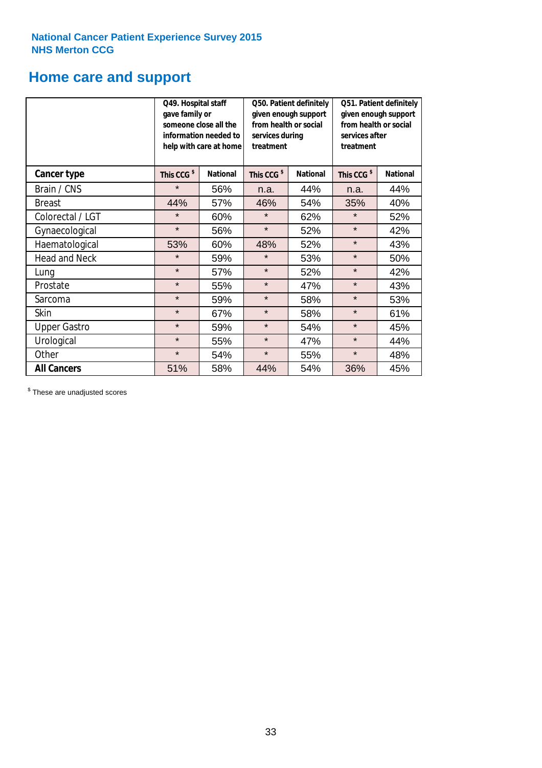**National Cancer Patient Experience Survey 2015**
**NHS Merton CCG**

# Home care and support

| | Q49. Hospital staff gave family or someone close all the information needed to help with care at home | | Q50. Patient definitely given enough support from health or social services during treatment | | Q51. Patient definitely given enough support from health or social services after treatment | |
|---|---|---|---|---|---|---|
| **Cancer type** | This CCG $ | National | This CCG $ | National | This CCG $ | National |
| Brain / CNS | * | 56% | n.a. | 44% | n.a. | 44% |
| Breast | 44% | 57% | 46% | 54% | 35% | 40% |
| Colorectal / LGT | * | 60% | * | 62% | * | 52% |
| Gynaecological | * | 56% | * | 52% | * | 42% |
| Haematological | 53% | 60% | 48% | 52% | * | 43% |
| Head and Neck | * | 59% | * | 53% | * | 50% |
| Lung | * | 57% | * | 52% | * | 42% |
| Prostate | * | 55% | * | 47% | * | 43% |
| Sarcoma | * | 59% | * | 58% | * | 53% |
| Skin | * | 67% | * | 58% | * | 61% |
| Upper Gastro | * | 59% | * | 54% | * | 45% |
| Urological | * | 55% | * | 47% | * | 44% |
| Other | * | 54% | * | 55% | * | 48% |
| **All Cancers** | 51% | 58% | 44% | 54% | 36% | 45% |

$ These are unadjusted scores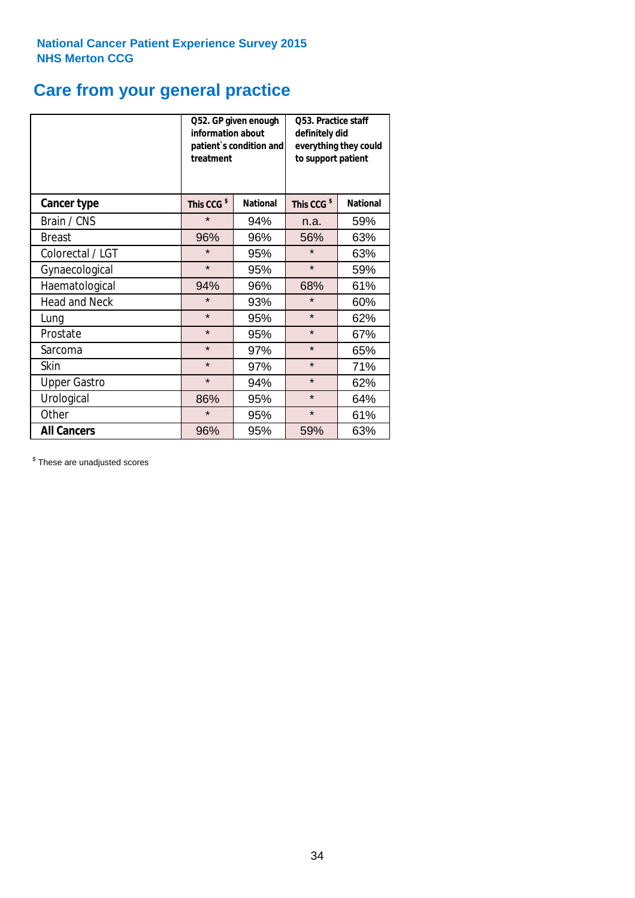**National Cancer Patient Experience Survey 2015**
**NHS Merton CCG**

# Care from your general practice

| | Q52. GP given enough information about patient`s condition and treatment | | Q53. Practice staff definitely did everything they could to support patient | |
|---|---|---|---|---|
| **Cancer type** | **This CCG $** | **National** | **This CCG $** | **National** |
| Brain / CNS | * | 94% | n.a. | 59% |
| Breast | 96% | 96% | 56% | 63% |
| Colorectal / LGT | * | 95% | * | 63% |
| Gynaecological | * | 95% | * | 59% |
| Haematological | 94% | 96% | 68% | 61% |
| Head and Neck | * | 93% | * | 60% |
| Lung | * | 95% | * | 62% |
| Prostate | * | 95% | * | 67% |
| Sarcoma | * | 97% | * | 65% |
| Skin | * | 97% | * | 71% |
| Upper Gastro | * | 94% | * | 62% |
| Urological | 86% | 95% | * | 64% |
| Other | * | 95% | * | 61% |
| **All Cancers** | 96% | 95% | 59% | 63% |

$ These are unadjusted scores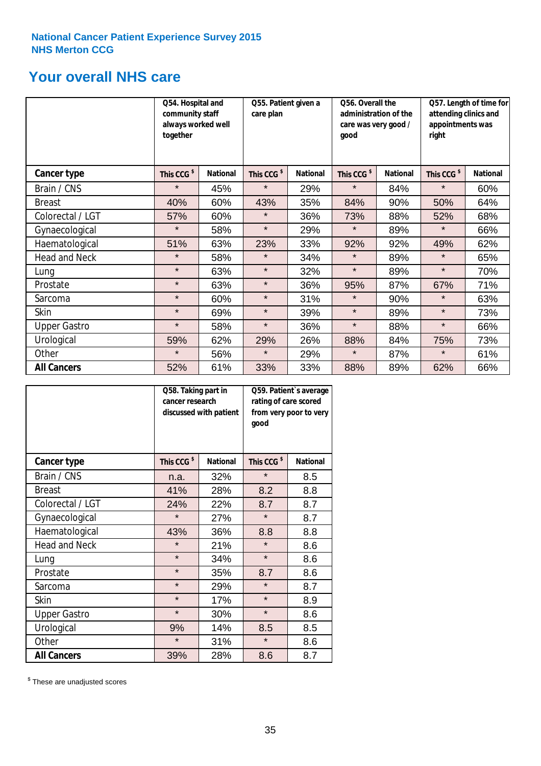National Cancer Patient Experience Survey 2015
NHS Merton CCG

## Your overall NHS care

| | Q54. Hospital and community staff always worked well together | | Q55. Patient given a care plan | | Q56. Overall the administration of the care was very good / good | | Q57. Length of time for attending clinics and appointments was right | |
|---|---|---|---|---|---|---|---|---|
| **Cancer type** | This CCG $ | National | This CCG $ | National | This CCG $ | National | This CCG $ | National |
| Brain / CNS | * | 45% | * | 29% | * | 84% | * | 60% |
| Breast | 40% | 60% | 43% | 35% | 84% | 90% | 50% | 64% |
| Colorectal / LGT | 57% | 60% | * | 36% | 73% | 88% | 52% | 68% |
| Gynaecological | * | 58% | * | 29% | * | 89% | * | 66% |
| Haematological | 51% | 63% | 23% | 33% | 92% | 92% | 49% | 62% |
| Head and Neck | * | 58% | * | 34% | * | 89% | * | 65% |
| Lung | * | 63% | * | 32% | * | 89% | * | 70% |
| Prostate | * | 63% | * | 36% | 95% | 87% | 67% | 71% |
| Sarcoma | * | 60% | * | 31% | * | 90% | * | 63% |
| Skin | * | 69% | * | 39% | * | 89% | * | 73% |
| Upper Gastro | * | 58% | * | 36% | * | 88% | * | 66% |
| Urological | 59% | 62% | 29% | 26% | 88% | 84% | 75% | 73% |
| Other | * | 56% | * | 29% | * | 87% | * | 61% |
| **All Cancers** | 52% | 61% | 33% | 33% | 88% | 89% | 62% | 66% |

| | Q58. Taking part in cancer research discussed with patient | | Q59. Patient`s average rating of care scored from very poor to very good | |
|---|---|---|---|---|
| **Cancer type** | This CCG $ | National | This CCG $ | National |
| Brain / CNS | n.a. | 32% | * | 8.5 |
| Breast | 41% | 28% | 8.2 | 8.8 |
| Colorectal / LGT | 24% | 22% | 8.7 | 8.7 |
| Gynaecological | * | 27% | * | 8.7 |
| Haematological | 43% | 36% | 8.8 | 8.8 |
| Head and Neck | * | 21% | * | 8.6 |
| Lung | * | 34% | * | 8.6 |
| Prostate | * | 35% | 8.7 | 8.6 |
| Sarcoma | * | 29% | * | 8.7 |
| Skin | * | 17% | * | 8.9 |
| Upper Gastro | * | 30% | * | 8.6 |
| Urological | 9% | 14% | 8.5 | 8.5 |
| Other | * | 31% | * | 8.6 |
| **All Cancers** | 39% | 28% | 8.6 | 8.7 |

$ These are unadjusted scores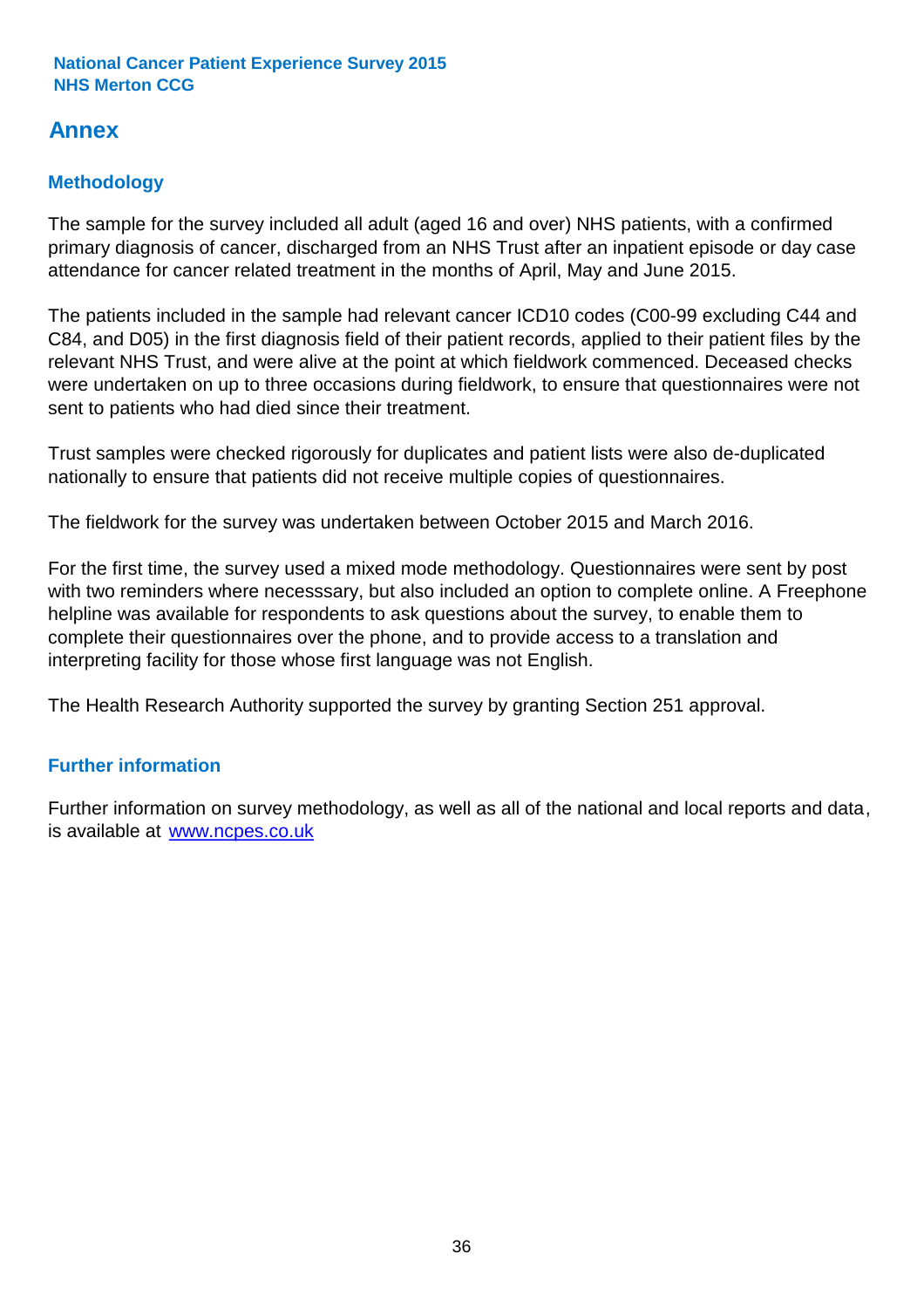## Annex

### Methodology

The sample for the survey included all adult (aged 16 and over) NHS patients, with a confirmed primary diagnosis of cancer, discharged from an NHS Trust after an inpatient episode or day case attendance for cancer related treatment in the months of April, May and June 2015.

The patients included in the sample had relevant cancer ICD10 codes (C00-99 excluding C44 and C84, and D05) in the first diagnosis field of their patient records, applied to their patient files by the relevant NHS Trust, and were alive at the point at which fieldwork commenced. Deceased checks were undertaken on up to three occasions during fieldwork, to ensure that questionnaires were not sent to patients who had died since their treatment.

Trust samples were checked rigorously for duplicates and patient lists were also de-duplicated nationally to ensure that patients did not receive multiple copies of questionnaires.

The fieldwork for the survey was undertaken between October 2015 and March 2016.

For the first time, the survey used a mixed mode methodology. Questionnaires were sent by post with two reminders where necesssary, but also included an option to complete online. A Freephone helpline was available for respondents to ask questions about the survey, to enable them to complete their questionnaires over the phone, and to provide access to a translation and interpreting facility for those whose first language was not English.

The Health Research Authority supported the survey by granting Section 251 approval.

### Further information

Further information on survey methodology, as well as all of the national and local reports and data, is available at [www.ncpes.co.uk](http://www.ncpes.co.uk)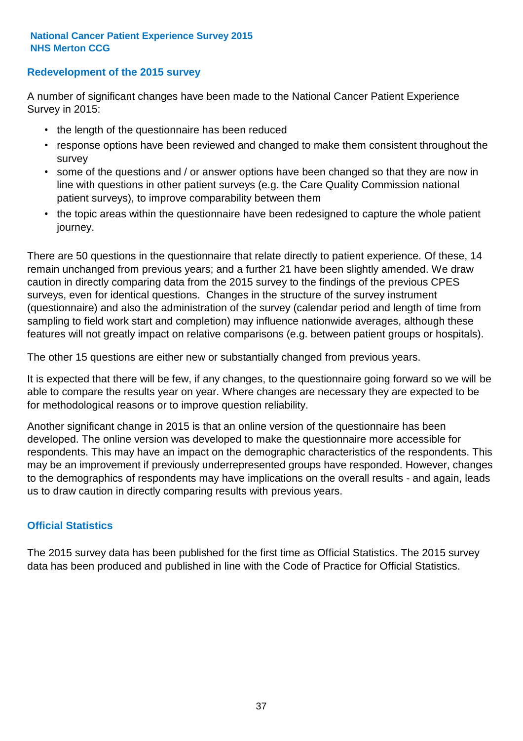## Redevelopment of the 2015 survey

A number of significant changes have been made to the National Cancer Patient Experience Survey in 2015:

- the length of the questionnaire has been reduced
- response options have been reviewed and changed to make them consistent throughout the survey
- some of the questions and / or answer options have been changed so that they are now in line with questions in other patient surveys (e.g. the Care Quality Commission national patient surveys), to improve comparability between them
- the topic areas within the questionnaire have been redesigned to capture the whole patient journey.

There are 50 questions in the questionnaire that relate directly to patient experience. Of these, 14 remain unchanged from previous years; and a further 21 have been slightly amended. We draw caution in directly comparing data from the 2015 survey to the findings of the previous CPES surveys, even for identical questions. Changes in the structure of the survey instrument (questionnaire) and also the administration of the survey (calendar period and length of time from sampling to field work start and completion) may influence nationwide averages, although these features will not greatly impact on relative comparisons (e.g. between patient groups or hospitals).

The other 15 questions are either new or substantially changed from previous years.

It is expected that there will be few, if any changes, to the questionnaire going forward so we will be able to compare the results year on year. Where changes are necessary they are expected to be for methodological reasons or to improve question reliability.

Another significant change in 2015 is that an online version of the questionnaire has been developed. The online version was developed to make the questionnaire more accessible for respondents. This may have an impact on the demographic characteristics of the respondents. This may be an improvement if previously underrepresented groups have responded. However, changes to the demographics of respondents may have implications on the overall results - and again, leads us to draw caution in directly comparing results with previous years.

## Official Statistics

The 2015 survey data has been published for the first time as Official Statistics. The 2015 survey data has been produced and published in line with the Code of Practice for Official Statistics.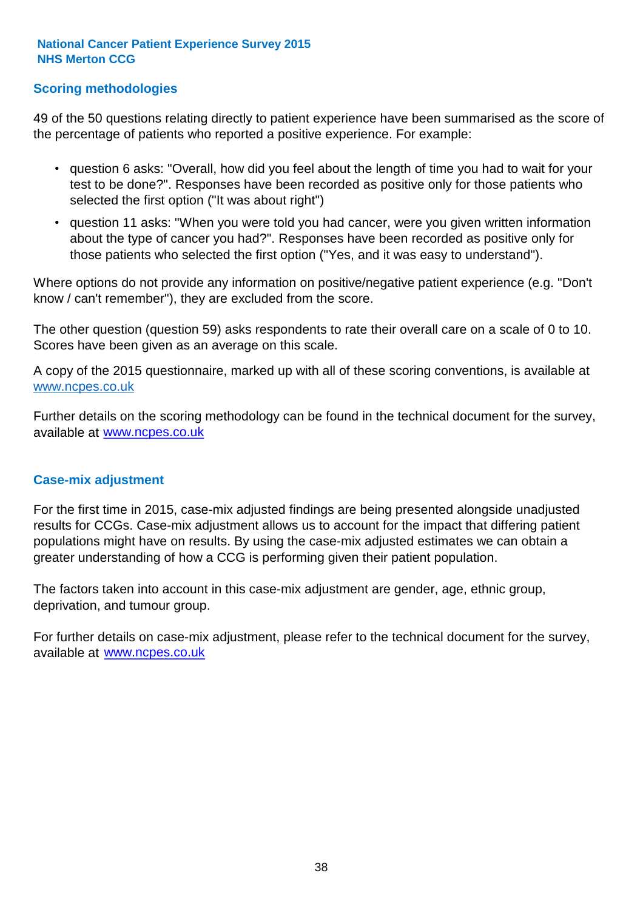## Scoring methodologies

49 of the 50 questions relating directly to patient experience have been summarised as the score of the percentage of patients who reported a positive experience. For example:

- question 6 asks: "Overall, how did you feel about the length of time you had to wait for your test to be done?". Responses have been recorded as positive only for those patients who selected the first option ("It was about right")
- question 11 asks: "When you were told you had cancer, were you given written information about the type of cancer you had?". Responses have been recorded as positive only for those patients who selected the first option ("Yes, and it was easy to understand").

Where options do not provide any information on positive/negative patient experience (e.g. "Don't know / can't remember"), they are excluded from the score.

The other question (question 59) asks respondents to rate their overall care on a scale of 0 to 10. Scores have been given as an average on this scale.

A copy of the 2015 questionnaire, marked up with all of these scoring conventions, is available at www.ncpes.co.uk

Further details on the scoring methodology can be found in the technical document for the survey, available at www.ncpes.co.uk

## Case-mix adjustment

For the first time in 2015, case-mix adjusted findings are being presented alongside unadjusted results for CCGs. Case-mix adjustment allows us to account for the impact that differing patient populations might have on results. By using the case-mix adjusted estimates we can obtain a greater understanding of how a CCG is performing given their patient population.

The factors taken into account in this case-mix adjustment are gender, age, ethnic group, deprivation, and tumour group.

For further details on case-mix adjustment, please refer to the technical document for the survey, available at www.ncpes.co.uk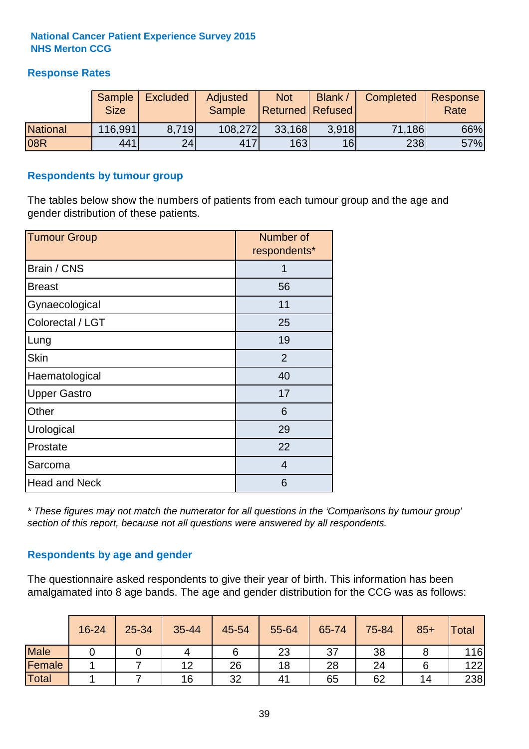**National Cancer Patient Experience Survey 2015**
**NHS Merton CCG**

## Response Rates

| | Sample Size | Excluded | Adjusted Sample | Not Returned | Blank / Refused | Completed | Response Rate |
|---|---|---|---|---|---|---|---|
| National | 116,991 | 8,719 | 108,272 | 33,168 | 3,918 | 71,186 | 66% |
| 08R | 441 | 24 | 417 | 163 | 16 | 238 | 57% |

## Respondents by tumour group

The tables below show the numbers of patients from each tumour group and the age and gender distribution of these patients.

| Tumour Group | Number of respondents* |
|---|---|
| Brain / CNS | 1 |
| Breast | 56 |
| Gynaecological | 11 |
| Colorectal / LGT | 25 |
| Lung | 19 |
| Skin | 2 |
| Haematological | 40 |
| Upper Gastro | 17 |
| Other | 6 |
| Urological | 29 |
| Prostate | 22 |
| Sarcoma | 4 |
| Head and Neck | 6 |

*\* These figures may not match the numerator for all questions in the 'Comparisons by tumour group' section of this report, because not all questions were answered by all respondents.*

## Respondents by age and gender

The questionnaire asked respondents to give their year of birth. This information has been amalgamated into 8 age bands. The age and gender distribution for the CCG was as follows:

| | 16-24 | 25-34 | 35-44 | 45-54 | 55-64 | 65-74 | 75-84 | 85+ | Total |
|---|---|---|---|---|---|---|---|---|---|
| Male | 0 | 0 | 4 | 6 | 23 | 37 | 38 | 8 | 116 |
| Female | 1 | 7 | 12 | 26 | 18 | 28 | 24 | 6 | 122 |
| Total | 1 | 7 | 16 | 32 | 41 | 65 | 62 | 14 | 238 |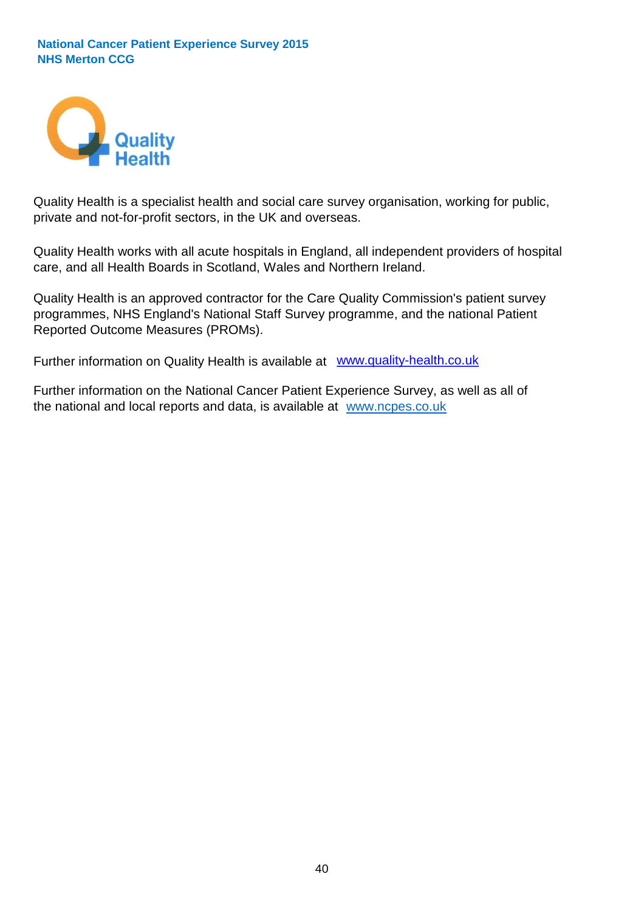Quality Health is a specialist health and social care survey organisation, working for public, private and not-for-profit sectors, in the UK and overseas.

Quality Health works with all acute hospitals in England, all independent providers of hospital care, and all Health Boards in Scotland, Wales and Northern Ireland.

Quality Health is an approved contractor for the Care Quality Commission's patient survey programmes, NHS England's National Staff Survey programme, and the national Patient Reported Outcome Measures (PROMs).

Further information on Quality Health is available at [www.quality-health.co.uk](http://www.quality-health.co.uk)

Further information on the National Cancer Patient Experience Survey, as well as all of the national and local reports and data, is available at [www.ncpes.co.uk](http://www.ncpes.co.uk)